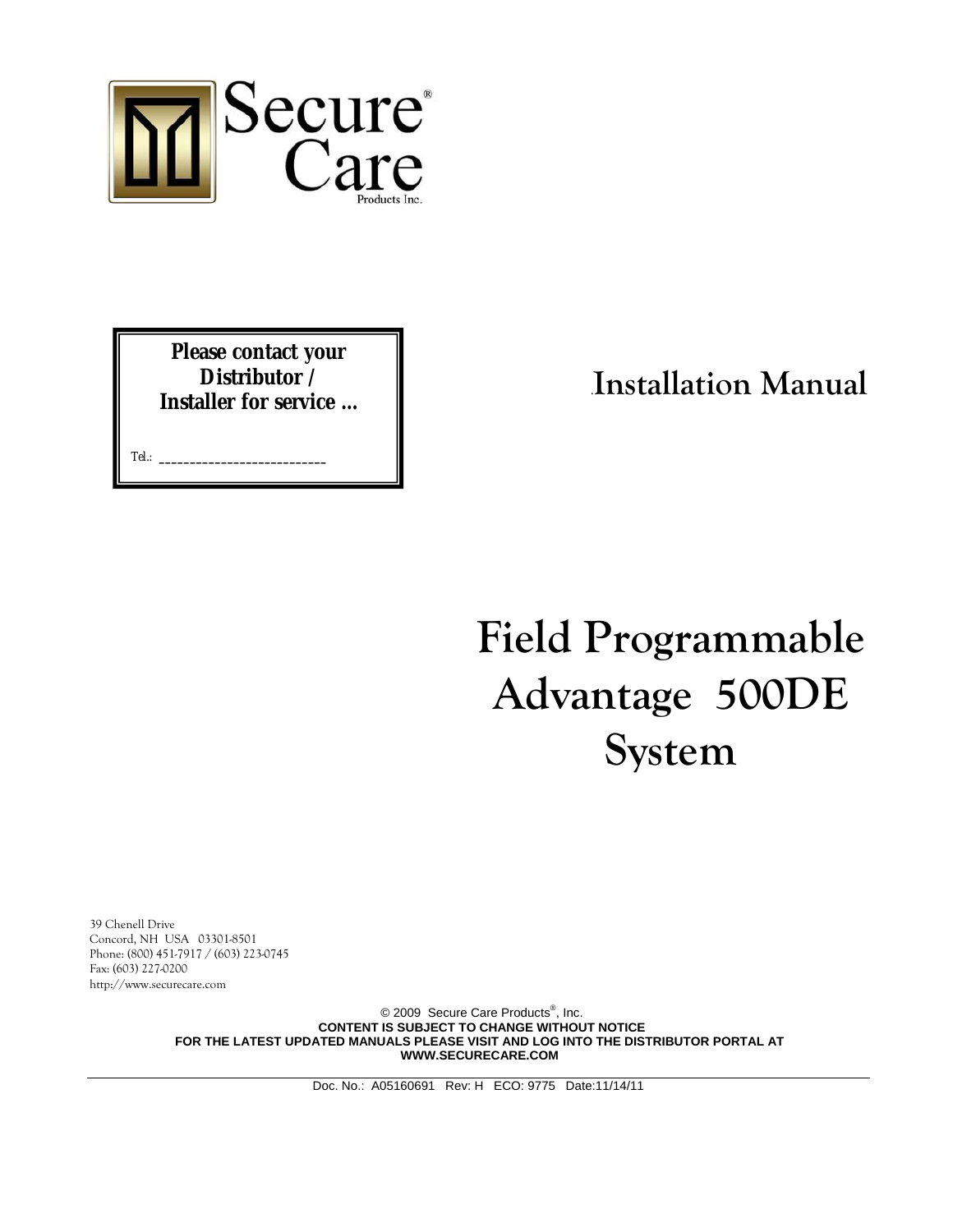Secure® Care

Products Inc.

**Please contact your Distributor / Installer for service ...**

Tel.: ___________________________

## Installation Manual

# Field Programmable Advantage 500DE System

39 Chenell Drive
Concord, NH USA 03301-8501
Phone: (800) 451-7917 / (603) 223-0745
Fax: (603) 227-0200
http://www.securecare.com

© 2009 Secure Care Products®, Inc.
**CONTENT IS SUBJECT TO CHANGE WITHOUT NOTICE**
**FOR THE LATEST UPDATED MANUALS PLEASE VISIT AND LOG INTO THE DISTRIBUTOR PORTAL AT WWW.SECURECARE.COM**

Doc. No.: A05160691 Rev: H ECO: 9775 Date:11/14/11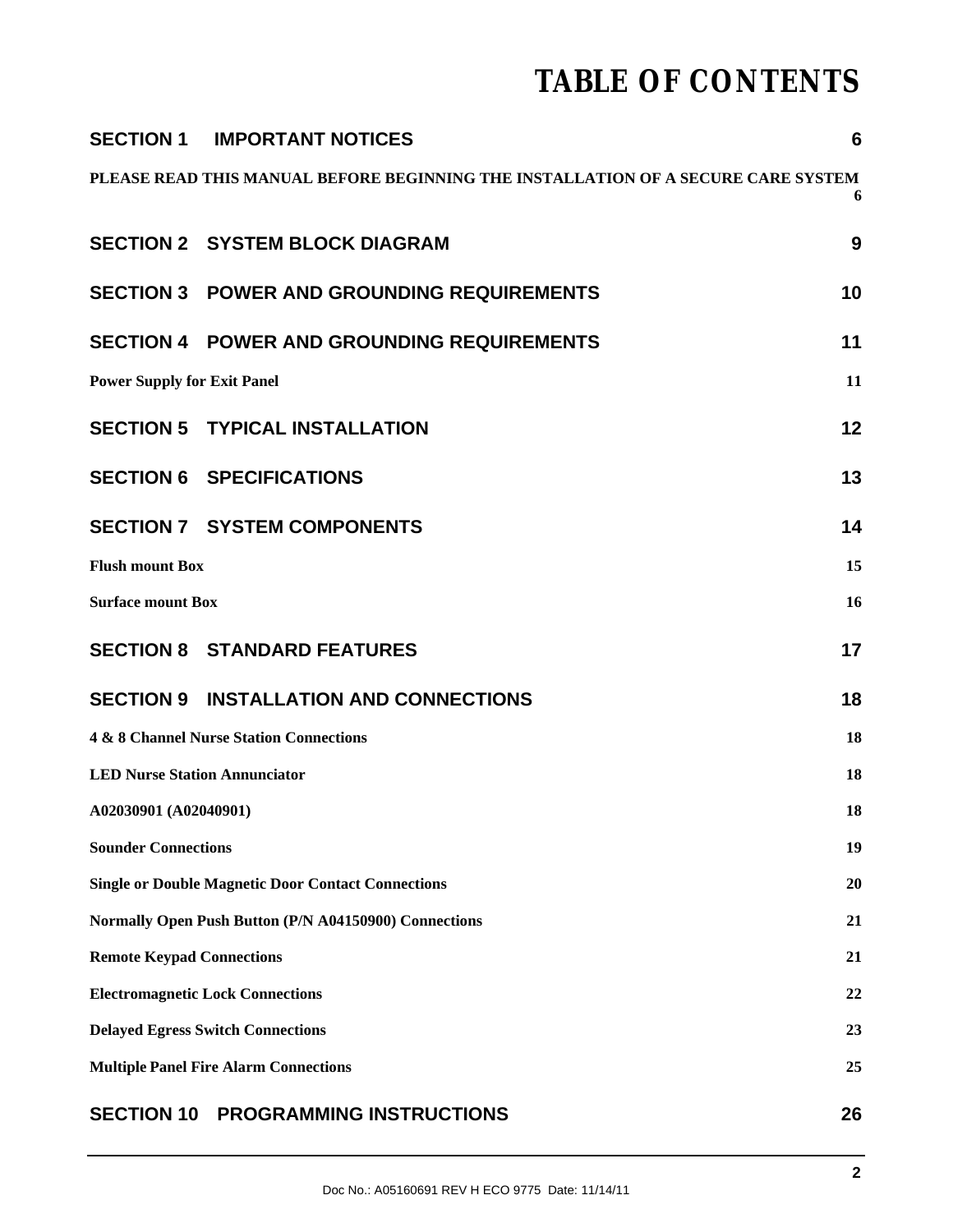# TABLE OF CONTENTS

| | |
|---|---|
| **SECTION 1 IMPORTANT NOTICES** | **6** |
| **PLEASE READ THIS MANUAL BEFORE BEGINNING THE INSTALLATION OF A SECURE CARE SYSTEM** | **6** |
| **SECTION 2 SYSTEM BLOCK DIAGRAM** | **9** |
| **SECTION 3 POWER AND GROUNDING REQUIREMENTS** | **10** |
| **SECTION 4 POWER AND GROUNDING REQUIREMENTS** | **11** |
| **Power Supply for Exit Panel** | **11** |
| **SECTION 5 TYPICAL INSTALLATION** | **12** |
| **SECTION 6 SPECIFICATIONS** | **13** |
| **SECTION 7 SYSTEM COMPONENTS** | **14** |
| **Flush mount Box** | **15** |
| **Surface mount Box** | **16** |
| **SECTION 8 STANDARD FEATURES** | **17** |
| **SECTION 9 INSTALLATION AND CONNECTIONS** | **18** |
| **4 & 8 Channel Nurse Station Connections** | **18** |
| **LED Nurse Station Annunciator** | **18** |
| **A02030901 (A02040901)** | **18** |
| **Sounder Connections** | **19** |
| **Single or Double Magnetic Door Contact Connections** | **20** |
| **Normally Open Push Button (P/N A04150900) Connections** | **21** |
| **Remote Keypad Connections** | **21** |
| **Electromagnetic Lock Connections** | **22** |
| **Delayed Egress Switch Connections** | **23** |
| **Multiple Panel Fire Alarm Connections** | **25** |
| **SECTION 10 PROGRAMMING INSTRUCTIONS** | **26** |

Doc No.: A05160691 REV H ECO 9775 Date: 11/14/11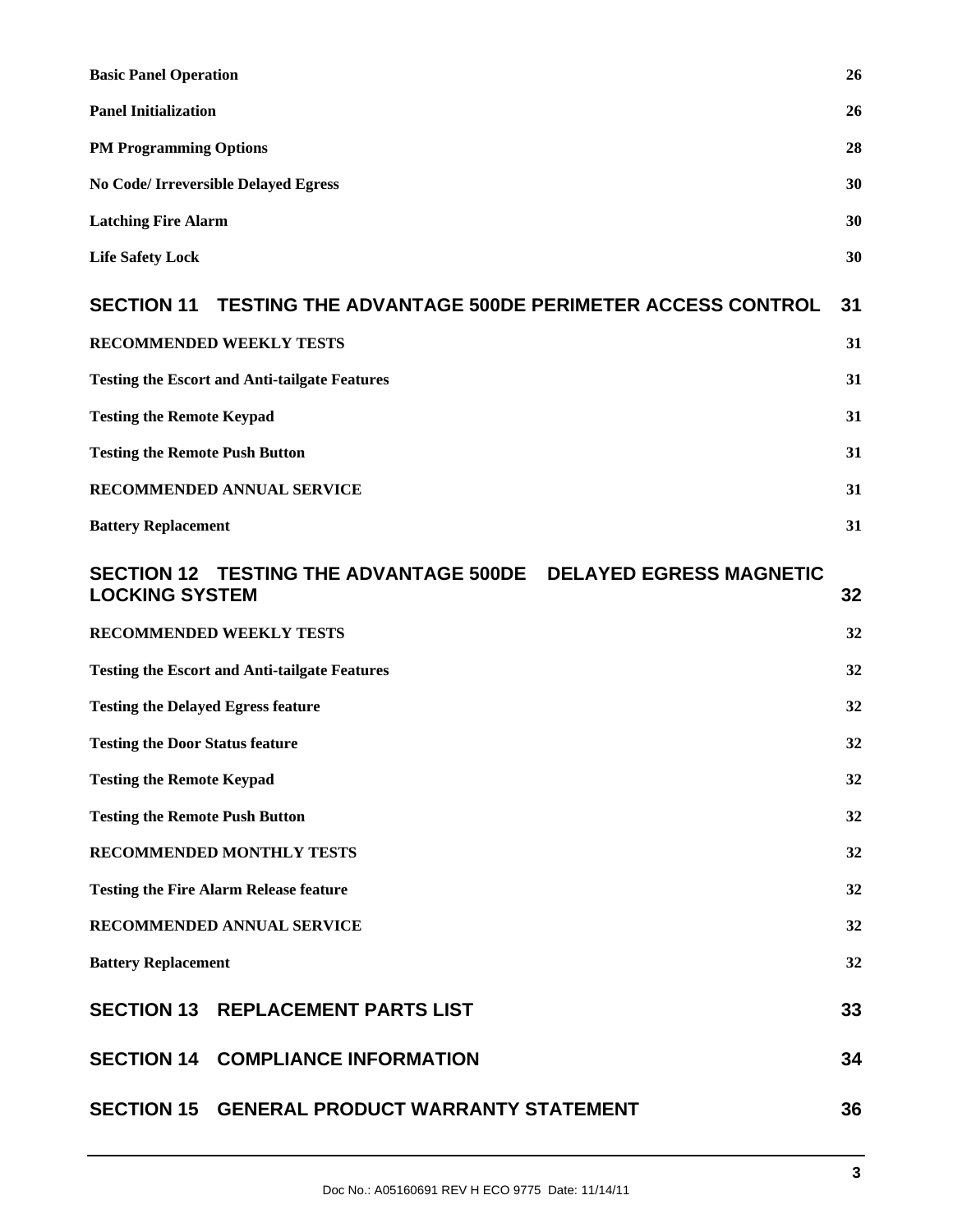| | |
|---|---|
| **Basic Panel Operation** | **26** |
| **Panel Initialization** | **26** |
| **PM Programming Options** | **28** |
| **No Code/ Irreversible Delayed Egress** | **30** |
| **Latching Fire Alarm** | **30** |
| **Life Safety Lock** | **30** |
| **SECTION 11 TESTING THE ADVANTAGE 500DE PERIMETER ACCESS CONTROL** | **31** |
| **RECOMMENDED WEEKLY TESTS** | **31** |
| **Testing the Escort and Anti-tailgate Features** | **31** |
| **Testing the Remote Keypad** | **31** |
| **Testing the Remote Push Button** | **31** |
| **RECOMMENDED ANNUAL SERVICE** | **31** |
| **Battery Replacement** | **31** |
| **SECTION 12 TESTING THE ADVANTAGE 500DE DELAYED EGRESS MAGNETIC LOCKING SYSTEM** | **32** |
| **RECOMMENDED WEEKLY TESTS** | **32** |
| **Testing the Escort and Anti-tailgate Features** | **32** |
| **Testing the Delayed Egress feature** | **32** |
| **Testing the Door Status feature** | **32** |
| **Testing the Remote Keypad** | **32** |
| **Testing the Remote Push Button** | **32** |
| **RECOMMENDED MONTHLY TESTS** | **32** |
| **Testing the Fire Alarm Release feature** | **32** |
| **RECOMMENDED ANNUAL SERVICE** | **32** |
| **Battery Replacement** | **32** |
| **SECTION 13 REPLACEMENT PARTS LIST** | **33** |
| **SECTION 14 COMPLIANCE INFORMATION** | **34** |
| **SECTION 15 GENERAL PRODUCT WARRANTY STATEMENT** | **36** |

Doc No.: A05160691 REV H ECO 9775 Date: 11/14/11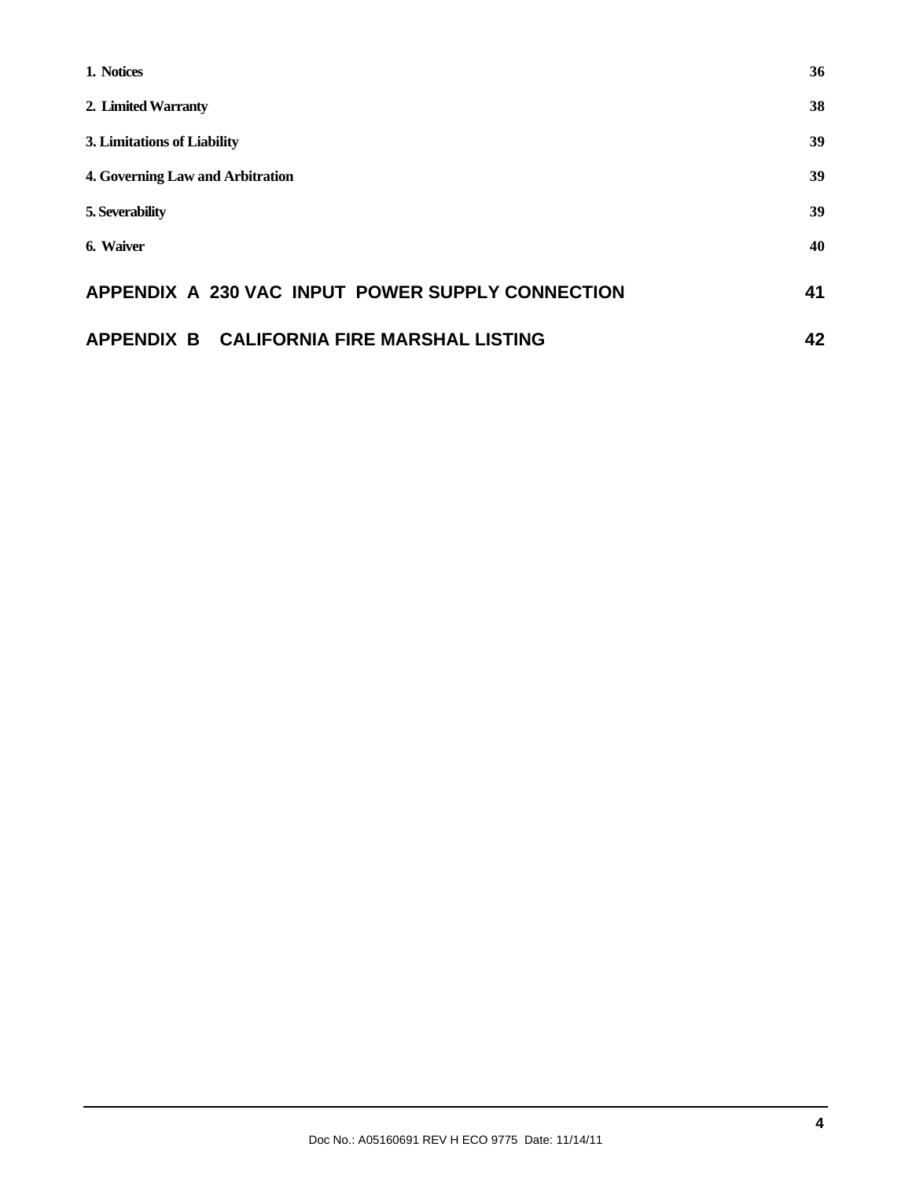| | |
|---|---|
| **1. Notices** | **36** |
| **2. Limited Warranty** | **38** |
| **3. Limitations of Liability** | **39** |
| **4. Governing Law and Arbitration** | **39** |
| **5. Severability** | **39** |
| **6. Waiver** | **40** |
| **APPENDIX A 230 VAC INPUT POWER SUPPLY CONNECTION** | **41** |
| **APPENDIX B CALIFORNIA FIRE MARSHAL LISTING** | **42** |

Doc No.: A05160691 REV H ECO 9775 Date: 11/14/11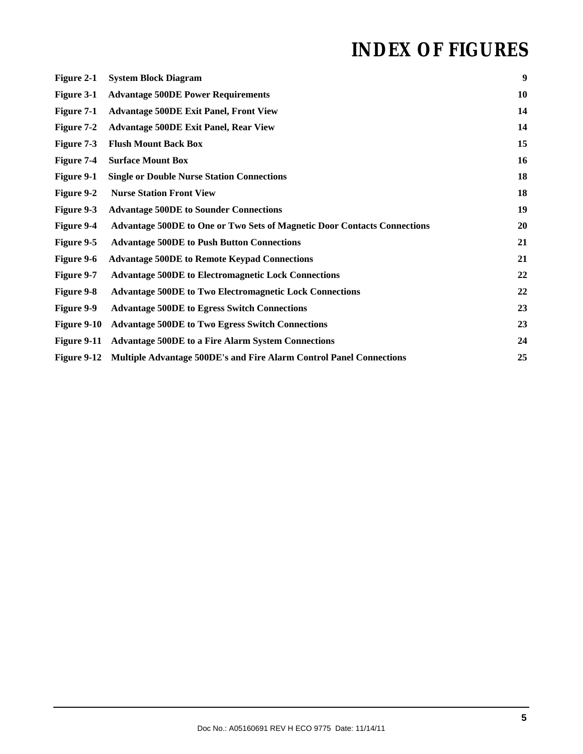# INDEX OF FIGURES

| | | |
|---|---|---|
| **Figure 2-1** | **System Block Diagram** | **9** |
| **Figure 3-1** | **Advantage 500DE Power Requirements** | **10** |
| **Figure 7-1** | **Advantage 500DE Exit Panel, Front View** | **14** |
| **Figure 7-2** | **Advantage 500DE Exit Panel, Rear View** | **14** |
| **Figure 7-3** | **Flush Mount Back Box** | **15** |
| **Figure 7-4** | **Surface Mount Box** | **16** |
| **Figure 9-1** | **Single or Double Nurse Station Connections** | **18** |
| **Figure 9-2** | **Nurse Station Front View** | **18** |
| **Figure 9-3** | **Advantage 500DE to Sounder Connections** | **19** |
| **Figure 9-4** | **Advantage 500DE to One or Two Sets of Magnetic Door Contacts Connections** | **20** |
| **Figure 9-5** | **Advantage 500DE to Push Button Connections** | **21** |
| **Figure 9-6** | **Advantage 500DE to Remote Keypad Connections** | **21** |
| **Figure 9-7** | **Advantage 500DE to Electromagnetic Lock Connections** | **22** |
| **Figure 9-8** | **Advantage 500DE to Two Electromagnetic Lock Connections** | **22** |
| **Figure 9-9** | **Advantage 500DE to Egress Switch Connections** | **23** |
| **Figure 9-10** | **Advantage 500DE to Two Egress Switch Connections** | **23** |
| **Figure 9-11** | **Advantage 500DE to a Fire Alarm System Connections** | **24** |
| **Figure 9-12** | **Multiple Advantage 500DE's and Fire Alarm Control Panel Connections** | **25** |

Doc No.: A05160691 REV H ECO 9775 Date: 11/14/11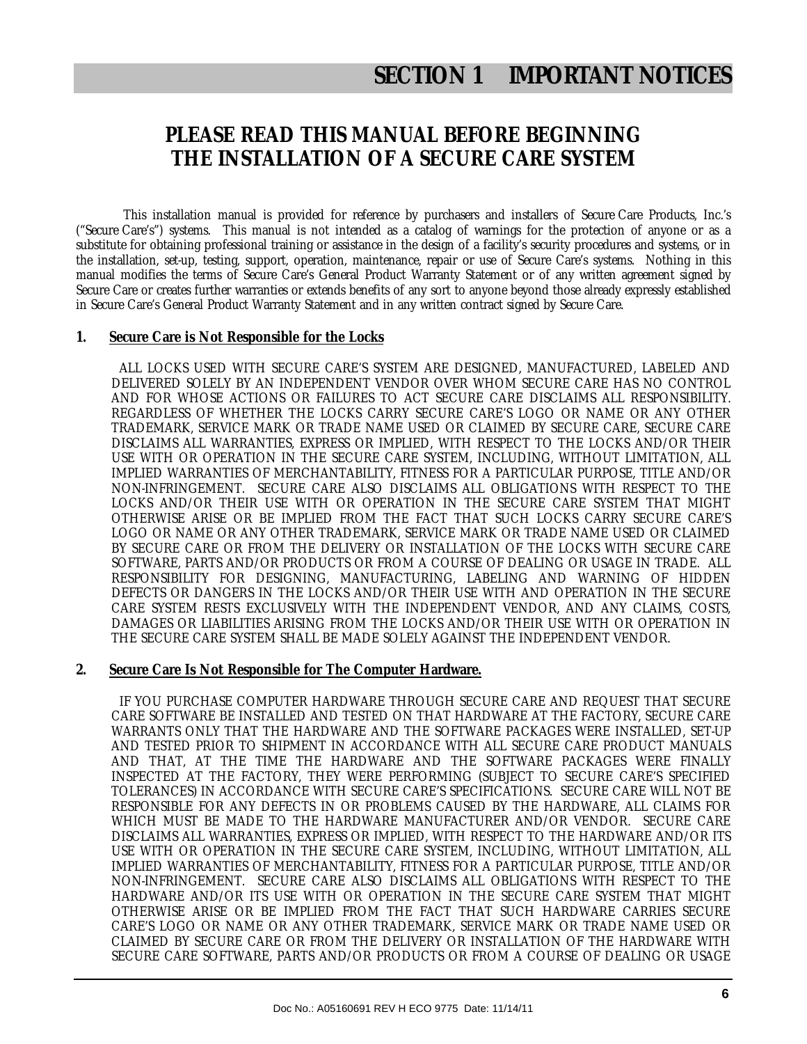# SECTION 1 IMPORTANT NOTICES

## PLEASE READ THIS MANUAL BEFORE BEGINNING THE INSTALLATION OF A SECURE CARE SYSTEM

This installation manual is provided for reference by purchasers and installers of Secure Care Products, Inc.'s ("Secure Care's") systems. This manual is not intended as a catalog of warnings for the protection of anyone or as a substitute for obtaining professional training or assistance in the design of a facility's security procedures and systems, or in the installation, set-up, testing, support, operation, maintenance, repair or use of Secure Care's systems. Nothing in this manual modifies the terms of Secure Care's General Product Warranty Statement or of any written agreement signed by Secure Care or creates further warranties or extends benefits of any sort to anyone beyond those already expressly established in Secure Care's General Product Warranty Statement and in any written contract signed by Secure Care.

**1. <u>Secure Care is Not Responsible for the Locks</u>**

ALL LOCKS USED WITH SECURE CARE'S SYSTEM ARE DESIGNED, MANUFACTURED, LABELED AND DELIVERED SOLELY BY AN INDEPENDENT VENDOR OVER WHOM SECURE CARE HAS NO CONTROL AND FOR WHOSE ACTIONS OR FAILURES TO ACT SECURE CARE DISCLAIMS ALL RESPONSIBILITY. REGARDLESS OF WHETHER THE LOCKS CARRY SECURE CARE'S LOGO OR NAME OR ANY OTHER TRADEMARK, SERVICE MARK OR TRADE NAME USED OR CLAIMED BY SECURE CARE, SECURE CARE DISCLAIMS ALL WARRANTIES, EXPRESS OR IMPLIED, WITH RESPECT TO THE LOCKS AND/OR THEIR USE WITH OR OPERATION IN THE SECURE CARE SYSTEM, INCLUDING, WITHOUT LIMITATION, ALL IMPLIED WARRANTIES OF MERCHANTABILITY, FITNESS FOR A PARTICULAR PURPOSE, TITLE AND/OR NON-INFRINGEMENT. SECURE CARE ALSO DISCLAIMS ALL OBLIGATIONS WITH RESPECT TO THE LOCKS AND/OR THEIR USE WITH OR OPERATION IN THE SECURE CARE SYSTEM THAT MIGHT OTHERWISE ARISE OR BE IMPLIED FROM THE FACT THAT SUCH LOCKS CARRY SECURE CARE'S LOGO OR NAME OR ANY OTHER TRADEMARK, SERVICE MARK OR TRADE NAME USED OR CLAIMED BY SECURE CARE OR FROM THE DELIVERY OR INSTALLATION OF THE LOCKS WITH SECURE CARE SOFTWARE, PARTS AND/OR PRODUCTS OR FROM A COURSE OF DEALING OR USAGE IN TRADE. ALL RESPONSIBILITY FOR DESIGNING, MANUFACTURING, LABELING AND WARNING OF HIDDEN DEFECTS OR DANGERS IN THE LOCKS AND/OR THEIR USE WITH AND OPERATION IN THE SECURE CARE SYSTEM RESTS EXCLUSIVELY WITH THE INDEPENDENT VENDOR, AND ANY CLAIMS, COSTS, DAMAGES OR LIABILITIES ARISING FROM THE LOCKS AND/OR THEIR USE WITH OR OPERATION IN THE SECURE CARE SYSTEM SHALL BE MADE SOLELY AGAINST THE INDEPENDENT VENDOR.

**2. <u>Secure Care Is Not Responsible for The Computer Hardware.</u>**

IF YOU PURCHASE COMPUTER HARDWARE THROUGH SECURE CARE AND REQUEST THAT SECURE CARE SOFTWARE BE INSTALLED AND TESTED ON THAT HARDWARE AT THE FACTORY, SECURE CARE WARRANTS ONLY THAT THE HARDWARE AND THE SOFTWARE PACKAGES WERE INSTALLED, SET-UP AND TESTED PRIOR TO SHIPMENT IN ACCORDANCE WITH ALL SECURE CARE PRODUCT MANUALS AND THAT, AT THE TIME THE HARDWARE AND THE SOFTWARE PACKAGES WERE FINALLY INSPECTED AT THE FACTORY, THEY WERE PERFORMING (SUBJECT TO SECURE CARE'S SPECIFIED TOLERANCES) IN ACCORDANCE WITH SECURE CARE'S SPECIFICATIONS. SECURE CARE WILL NOT BE RESPONSIBLE FOR ANY DEFECTS IN OR PROBLEMS CAUSED BY THE HARDWARE, ALL CLAIMS FOR WHICH MUST BE MADE TO THE HARDWARE MANUFACTURER AND/OR VENDOR. SECURE CARE DISCLAIMS ALL WARRANTIES, EXPRESS OR IMPLIED, WITH RESPECT TO THE HARDWARE AND/OR ITS USE WITH OR OPERATION IN THE SECURE CARE SYSTEM, INCLUDING, WITHOUT LIMITATION, ALL IMPLIED WARRANTIES OF MERCHANTABILITY, FITNESS FOR A PARTICULAR PURPOSE, TITLE AND/OR NON-INFRINGEMENT. SECURE CARE ALSO DISCLAIMS ALL OBLIGATIONS WITH RESPECT TO THE HARDWARE AND/OR ITS USE WITH OR OPERATION IN THE SECURE CARE SYSTEM THAT MIGHT OTHERWISE ARISE OR BE IMPLIED FROM THE FACT THAT SUCH HARDWARE CARRIES SECURE CARE'S LOGO OR NAME OR ANY OTHER TRADEMARK, SERVICE MARK OR TRADE NAME USED OR CLAIMED BY SECURE CARE OR FROM THE DELIVERY OR INSTALLATION OF THE HARDWARE WITH SECURE CARE SOFTWARE, PARTS AND/OR PRODUCTS OR FROM A COURSE OF DEALING OR USAGE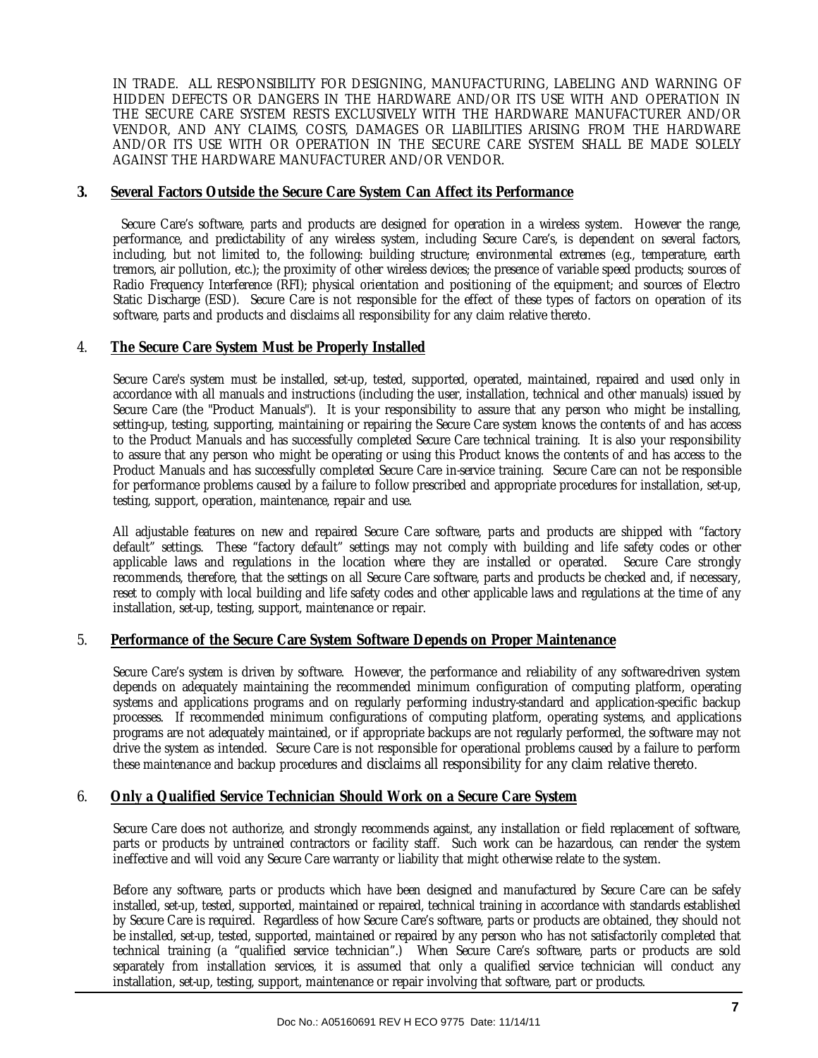IN TRADE. ALL RESPONSIBILITY FOR DESIGNING, MANUFACTURING, LABELING AND WARNING OF HIDDEN DEFECTS OR DANGERS IN THE HARDWARE AND/OR ITS USE WITH AND OPERATION IN THE SECURE CARE SYSTEM RESTS EXCLUSIVELY WITH THE HARDWARE MANUFACTURER AND/OR VENDOR, AND ANY CLAIMS, COSTS, DAMAGES OR LIABILITIES ARISING FROM THE HARDWARE AND/OR ITS USE WITH OR OPERATION IN THE SECURE CARE SYSTEM SHALL BE MADE SOLELY AGAINST THE HARDWARE MANUFACTURER AND/OR VENDOR.

## 3. Several Factors Outside the Secure Care System Can Affect its Performance

Secure Care's software, parts and products are designed for operation in a wireless system. However the range, performance, and predictability of any wireless system, including Secure Care's, is dependent on several factors, including, but not limited to, the following: building structure; environmental extremes (e.g., temperature, earth tremors, air pollution, etc.); the proximity of other wireless devices; the presence of variable speed products; sources of Radio Frequency Interference (RFI); physical orientation and positioning of the equipment; and sources of Electro Static Discharge (ESD). Secure Care is not responsible for the effect of these types of factors on operation of its software, parts and products and disclaims all responsibility for any claim relative thereto.

## 4. The Secure Care System Must be Properly Installed

Secure Care's system must be installed, set-up, tested, supported, operated, maintained, repaired and used only in accordance with all manuals and instructions (including the user, installation, technical and other manuals) issued by Secure Care (the "Product Manuals"). It is your responsibility to assure that any person who might be installing, setting-up, testing, supporting, maintaining or repairing the Secure Care system knows the contents of and has access to the Product Manuals and has successfully completed Secure Care technical training. It is also your responsibility to assure that any person who might be operating or using this Product knows the contents of and has access to the Product Manuals and has successfully completed Secure Care in-service training. Secure Care can not be responsible for performance problems caused by a failure to follow prescribed and appropriate procedures for installation, set-up, testing, support, operation, maintenance, repair and use.

All adjustable features on new and repaired Secure Care software, parts and products are shipped with "factory default" settings. These "factory default" settings may not comply with building and life safety codes or other applicable laws and regulations in the location where they are installed or operated. Secure Care strongly recommends, therefore, that the settings on all Secure Care software, parts and products be checked and, if necessary, reset to comply with local building and life safety codes and other applicable laws and regulations at the time of any installation, set-up, testing, support, maintenance or repair.

## 5. Performance of the Secure Care System Software Depends on Proper Maintenance

Secure Care's system is driven by software. However, the performance and reliability of any software-driven system depends on adequately maintaining the recommended minimum configuration of computing platform, operating systems and applications programs and on regularly performing industry-standard and application-specific backup processes. If recommended minimum configurations of computing platform, operating systems, and applications programs are not adequately maintained, or if appropriate backups are not regularly performed, the software may not drive the system as intended. Secure Care is not responsible for operational problems caused by a failure to perform these maintenance and backup procedures and disclaims all responsibility for any claim relative thereto.

## 6. Only a Qualified Service Technician Should Work on a Secure Care System

Secure Care does not authorize, and strongly recommends against, any installation or field replacement of software, parts or products by untrained contractors or facility staff. Such work can be hazardous, can render the system ineffective and will void any Secure Care warranty or liability that might otherwise relate to the system.

Before any software, parts or products which have been designed and manufactured by Secure Care can be safely installed, set-up, tested, supported, maintained or repaired, technical training in accordance with standards established by Secure Care is required. Regardless of how Secure Care's software, parts or products are obtained, they should not be installed, set-up, tested, supported, maintained or repaired by any person who has not satisfactorily completed that technical training (a "qualified service technician".) When Secure Care's software, parts or products are sold separately from installation services, it is assumed that only a qualified service technician will conduct any installation, set-up, testing, support, maintenance or repair involving that software, part or products.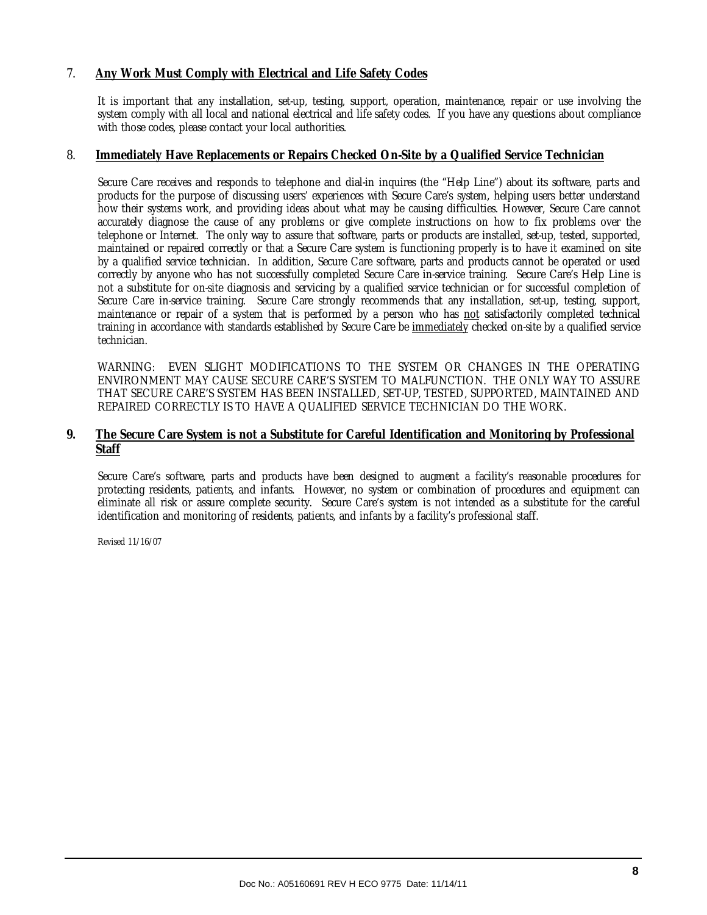## 7. **Any Work Must Comply with Electrical and Life Safety Codes**

It is important that any installation, set-up, testing, support, operation, maintenance, repair or use involving the system comply with all local and national electrical and life safety codes. If you have any questions about compliance with those codes, please contact your local authorities.

## 8. **Immediately Have Replacements or Repairs Checked On-Site by a Qualified Service Technician**

Secure Care receives and responds to telephone and dial-in inquires (the "Help Line") about its software, parts and products for the purpose of discussing users' experiences with Secure Care's system, helping users better understand how their systems work, and providing ideas about what may be causing difficulties. However, Secure Care cannot accurately diagnose the cause of any problems or give complete instructions on how to fix problems over the telephone or Internet. The only way to assure that software, parts or products are installed, set-up, tested, supported, maintained or repaired correctly or that a Secure Care system is functioning properly is to have it examined on site by a qualified service technician. In addition, Secure Care software, parts and products cannot be operated or used correctly by anyone who has not successfully completed Secure Care in-service training. Secure Care's Help Line is not a substitute for on-site diagnosis and servicing by a qualified service technician or for successful completion of Secure Care in-service training. Secure Care strongly recommends that any installation, set-up, testing, support, maintenance or repair of a system that is performed by a person who has <u>not</u> satisfactorily completed technical training in accordance with standards established by Secure Care be <u>immediately</u> checked on-site by a qualified service technician.

WARNING: EVEN SLIGHT MODIFICATIONS TO THE SYSTEM OR CHANGES IN THE OPERATING ENVIRONMENT MAY CAUSE SECURE CARE'S SYSTEM TO MALFUNCTION. THE ONLY WAY TO ASSURE THAT SECURE CARE'S SYSTEM HAS BEEN INSTALLED, SET-UP, TESTED, SUPPORTED, MAINTAINED AND REPAIRED CORRECTLY IS TO HAVE A QUALIFIED SERVICE TECHNICIAN DO THE WORK.

## 9. **The Secure Care System is not a Substitute for Careful Identification and Monitoring by Professional Staff**

Secure Care's software, parts and products have been designed to augment a facility's reasonable procedures for protecting residents, patients, and infants. However, no system or combination of procedures and equipment can eliminate all risk or assure complete security. Secure Care's system is not intended as a substitute for the careful identification and monitoring of residents, patients, and infants by a facility's professional staff.

Revised 11/16/07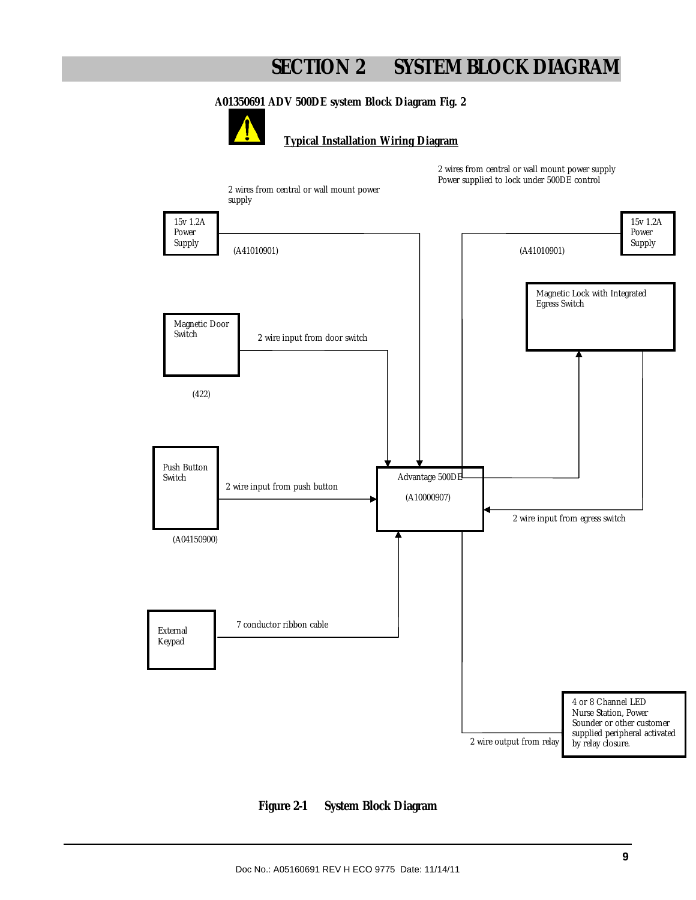# SECTION 2 SYSTEM BLOCK DIAGRAM

**A01350691 ADV 500DE system Block Diagram Fig. 2**

**Typical Installation Wiring Diagram**

2 wires from central or wall mount power supply

2 wires from central or wall mount power supply
Power supplied to lock under 500DE control

15v 1.2A Power Supply

(A41010901)

(A41010901)

15v 1.2A Power Supply

Magnetic Lock with Integrated Egress Switch

Magnetic Door Switch

2 wire input from door switch

(422)

Push Button Switch

2 wire input from push button

Advantage 500DE

(A10000907)

2 wire input from egress switch

(A04150900)

External Keypad

7 conductor ribbon cable

4 or 8 Channel LED Nurse Station, Power Sounder or other customer supplied peripheral activated by relay closure.

2 wire output from relay

**Figure 2-1 System Block Diagram**

Doc No.: A05160691 REV H ECO 9775 Date: 11/14/11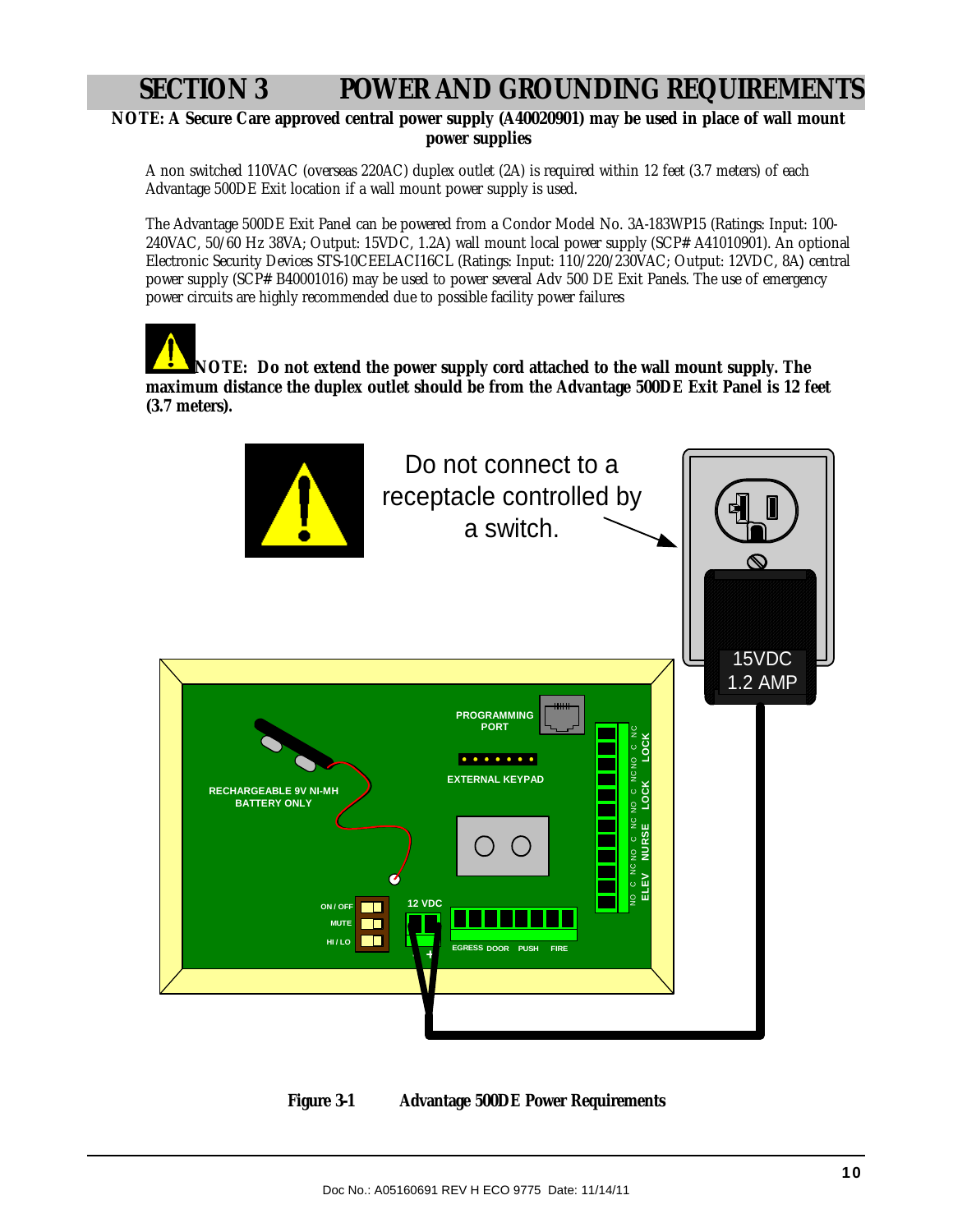# SECTION 3 POWER AND GROUNDING REQUIREMENTS

**NOTE: A Secure Care approved central power supply (A40020901) may be used in place of wall mount power supplies**

A non switched 110VAC (overseas 220AC) duplex outlet (2A) is required within 12 feet (3.7 meters) of each Advantage 500DE Exit location if a wall mount power supply is used.

The Advantage 500DE Exit Panel can be powered from a Condor Model No. 3A-183WP15 (Ratings: Input: 100-240VAC, 50/60 Hz 38VA; Output: 15VDC, 1.2A) wall mount local power supply (SCP# A41010901). An optional Electronic Security Devices STS-10CEELACI16CL (Ratings: Input: 110/220/230VAC; Output: 12VDC, 8A) central power supply (SCP# B40001016) may be used to power several Adv 500 DE Exit Panels. The use of emergency power circuits are highly recommended due to possible facility power failures

**NOTE: Do not extend the power supply cord attached to the wall mount supply. The maximum distance the duplex outlet should be from the Advantage 500DE Exit Panel is 12 feet (3.7 meters).**

Do not connect to a receptacle controlled by a switch.

15VDC 1.2 AMP

PROGRAMMING PORT

EXTERNAL KEYPAD

RECHARGEABLE 9V NI-MH BATTERY ONLY

ON / OFF
MUTE
HI / LO

12 VDC

EGRESS DOOR PUSH FIRE

NO C NC NO C NC NO C NC NO C NC
ELEV NURSE LOCK LOCK

**Figure 3-1 Advantage 500DE Power Requirements**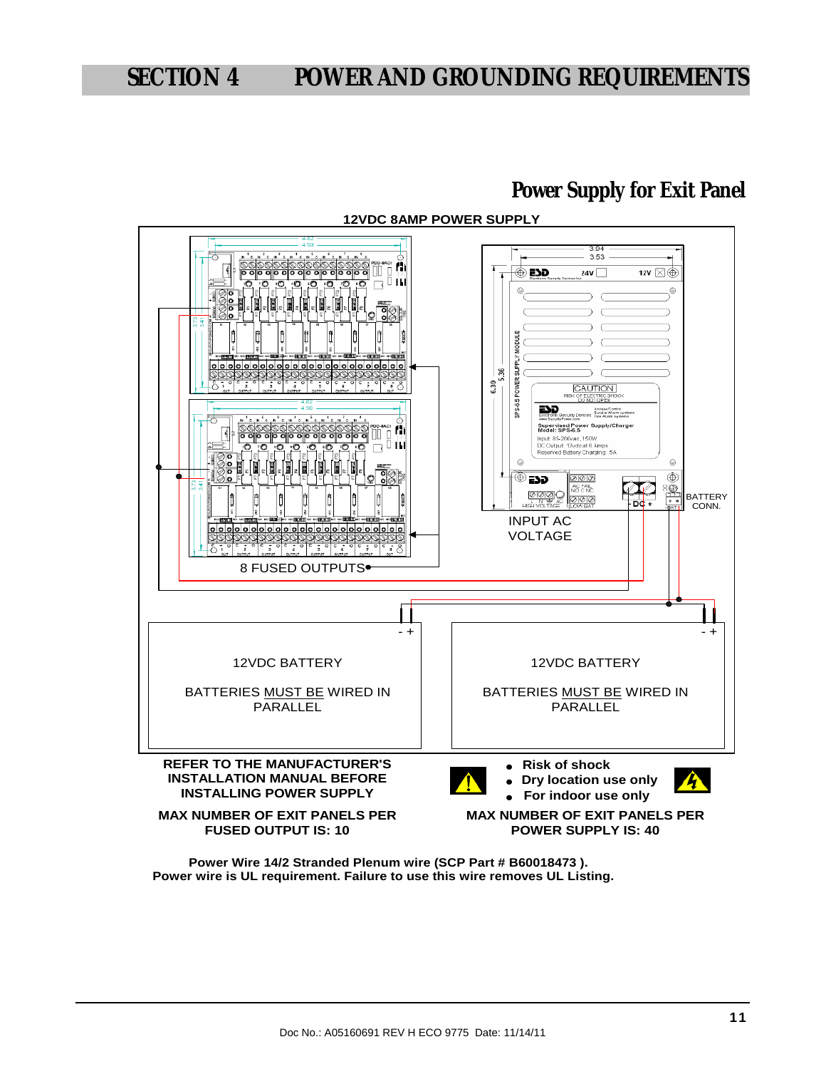# SECTION 4 POWER AND GROUNDING REQUIREMENTS

## Power Supply for Exit Panel

**12VDC 8AMP POWER SUPPLY**

INPUT AC VOLTAGE

BATTERY CONN.

8 FUSED OUTPUTS

12VDC BATTERY

BATTERIES MUST BE WIRED IN PARALLEL

12VDC BATTERY

BATTERIES MUST BE WIRED IN PARALLEL

**REFER TO THE MANUFACTURER'S INSTALLATION MANUAL BEFORE INSTALLING POWER SUPPLY**

- **Risk of shock**
- **Dry location use only**
- **For indoor use only**

**MAX NUMBER OF EXIT PANELS PER FUSED OUTPUT IS: 10**

**MAX NUMBER OF EXIT PANELS PER POWER SUPPLY IS: 40**

**Power Wire 14/2 Stranded Plenum wire (SCP Part # B60018473 ).**
**Power wire is UL requirement. Failure to use this wire removes UL Listing.**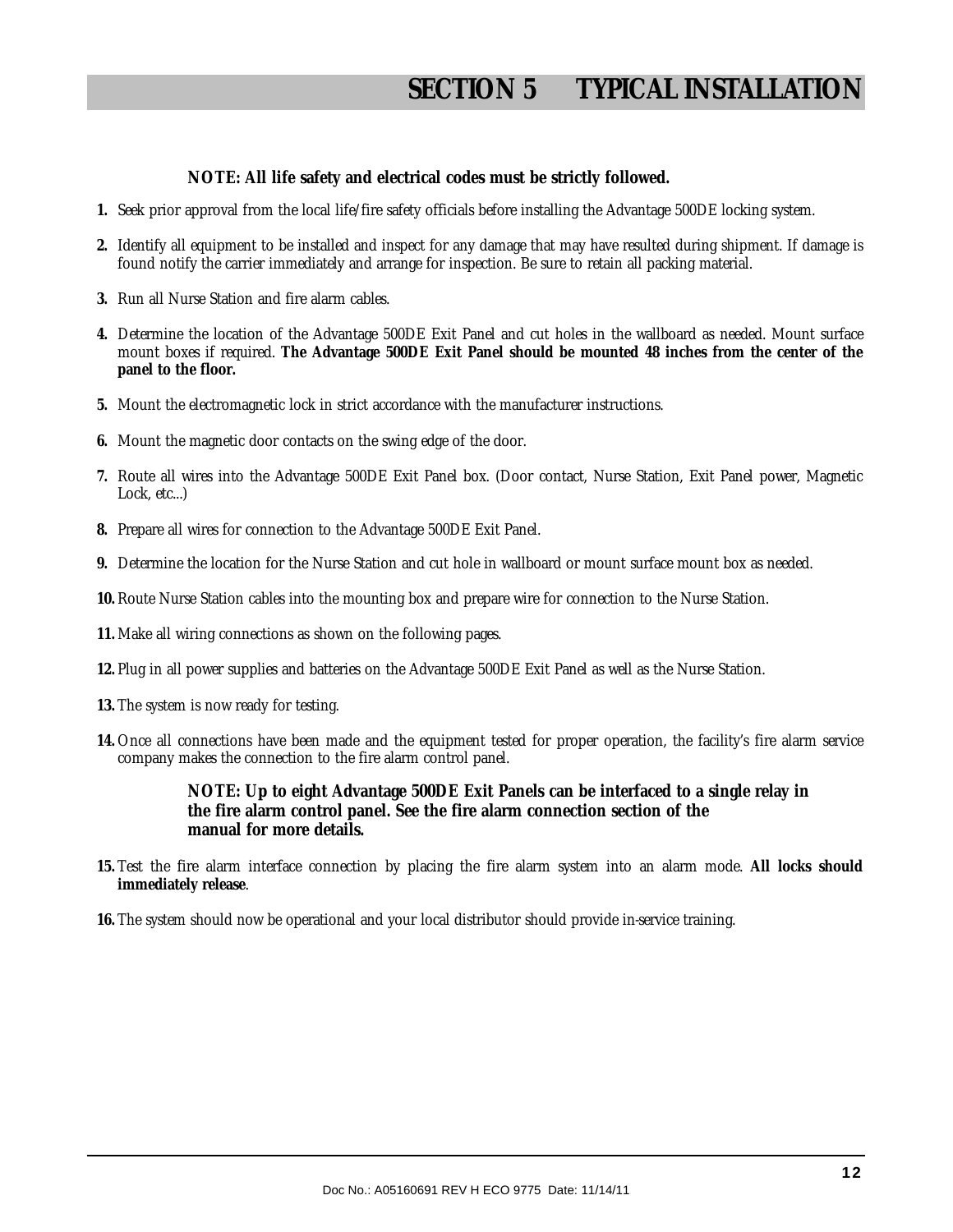# SECTION 5 TYPICAL INSTALLATION

**NOTE: All life safety and electrical codes must be strictly followed.**

1. Seek prior approval from the local life/fire safety officials before installing the Advantage 500DE locking system.

2. Identify all equipment to be installed and inspect for any damage that may have resulted during shipment. If damage is found notify the carrier immediately and arrange for inspection. Be sure to retain all packing material.

3. Run all Nurse Station and fire alarm cables.

4. Determine the location of the Advantage 500DE Exit Panel and cut holes in the wallboard as needed. Mount surface mount boxes if required. **The Advantage 500DE Exit Panel should be mounted 48 inches from the center of the panel to the floor.**

5. Mount the electromagnetic lock in strict accordance with the manufacturer instructions.

6. Mount the magnetic door contacts on the swing edge of the door.

7. Route all wires into the Advantage 500DE Exit Panel box. (Door contact, Nurse Station, Exit Panel power, Magnetic Lock, etc...)

8. Prepare all wires for connection to the Advantage 500DE Exit Panel.

9. Determine the location for the Nurse Station and cut hole in wallboard or mount surface mount box as needed.

10. Route Nurse Station cables into the mounting box and prepare wire for connection to the Nurse Station.

11. Make all wiring connections as shown on the following pages.

12. Plug in all power supplies and batteries on the Advantage 500DE Exit Panel as well as the Nurse Station.

13. The system is now ready for testing.

14. Once all connections have been made and the equipment tested for proper operation, the facility's fire alarm service company makes the connection to the fire alarm control panel.

    **NOTE: Up to eight Advantage 500DE Exit Panels can be interfaced to a single relay in the fire alarm control panel. See the fire alarm connection section of the manual for more details.**

15. Test the fire alarm interface connection by placing the fire alarm system into an alarm mode. **All locks should immediately release**.

16. The system should now be operational and your local distributor should provide in-service training.

Doc No.: A05160691 REV H ECO 9775 Date: 11/14/11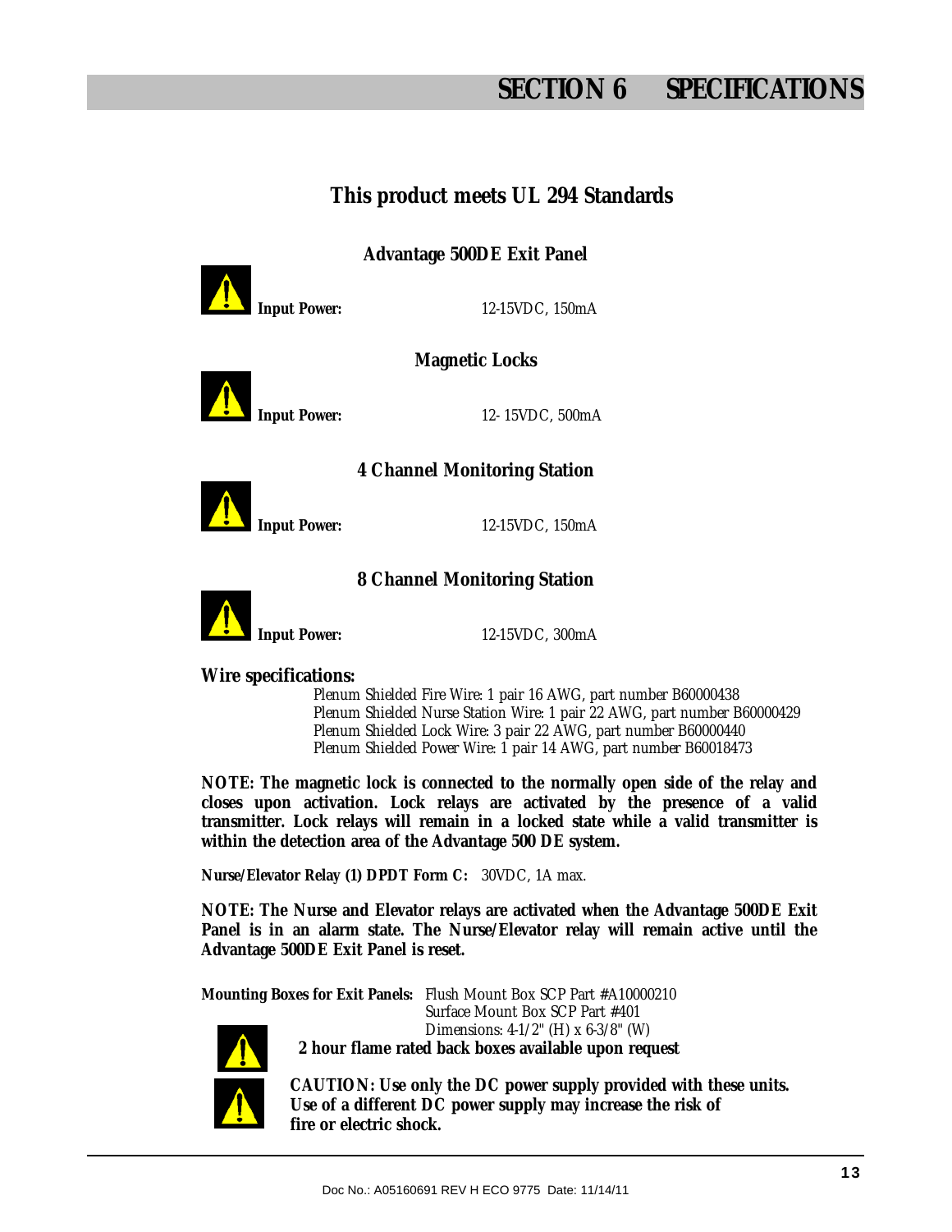# SECTION 6 SPECIFICATIONS

## This product meets UL 294 Standards

### Advantage 500DE Exit Panel

**Input Power:** 12-15VDC, 150mA

### Magnetic Locks

**Input Power:** 12- 15VDC, 500mA

### 4 Channel Monitoring Station

**Input Power:** 12-15VDC, 150mA

### 8 Channel Monitoring Station

**Input Power:** 12-15VDC, 300mA

**Wire specifications:**

Plenum Shielded Fire Wire: 1 pair 16 AWG, part number B60000438
Plenum Shielded Nurse Station Wire: 1 pair 22 AWG, part number B60000429
Plenum Shielded Lock Wire: 3 pair 22 AWG, part number B60000440
Plenum Shielded Power Wire: 1 pair 14 AWG, part number B60018473

**NOTE: The magnetic lock is connected to the normally open side of the relay and closes upon activation. Lock relays are activated by the presence of a valid transmitter. Lock relays will remain in a locked state while a valid transmitter is within the detection area of the Advantage 500 DE system.**

**Nurse/Elevator Relay (1) DPDT Form C:** 30VDC, 1A max.

**NOTE: The Nurse and Elevator relays are activated when the Advantage 500DE Exit Panel is in an alarm state. The Nurse/Elevator relay will remain active until the Advantage 500DE Exit Panel is reset.**

**Mounting Boxes for Exit Panels:** Flush Mount Box SCP Part #A10000210
Surface Mount Box SCP Part #401
Dimensions: 4-1/2" (H) x 6-3/8" (W)

**2 hour flame rated back boxes available upon request**

**CAUTION: Use only the DC power supply provided with these units. Use of a different DC power supply may increase the risk of fire or electric shock.**

Doc No.: A05160691 REV H ECO 9775 Date: 11/14/11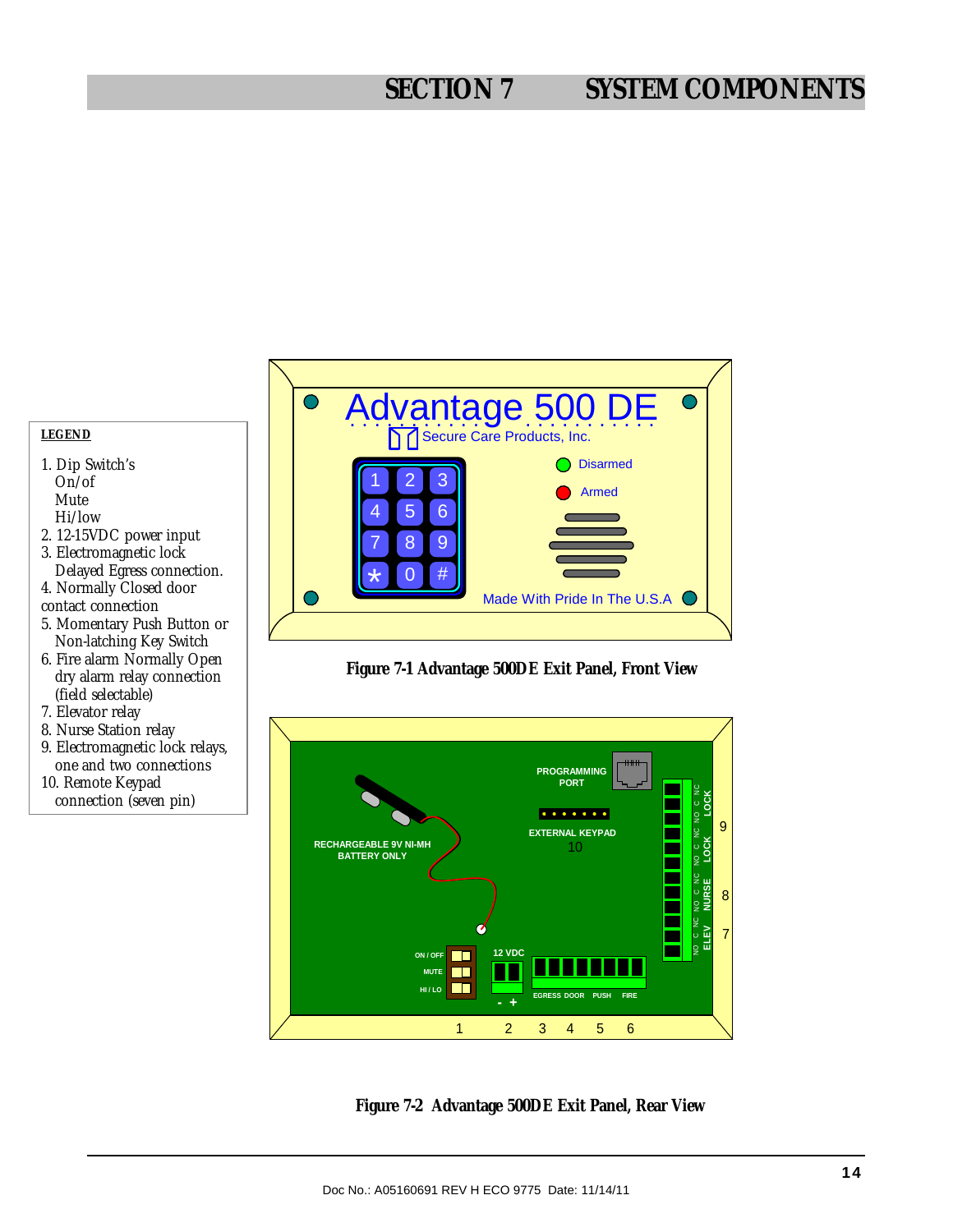# SECTION 7 SYSTEM COMPONENTS

**LEGEND**

1. Dip Switch's
   On/of
   Mute
   Hi/low
2. 12-15VDC power input
3. Electromagnetic lock
   Delayed Egress connection.
4. Normally Closed door
   contact connection
5. Momentary Push Button or
   Non-latching Key Switch
6. Fire alarm Normally Open
   dry alarm relay connection
   (field selectable)
7. Elevator relay
8. Nurse Station relay
9. Electromagnetic lock relays,
   one and two connections
10. Remote Keypad
    connection (seven pin)

**Figure 7-1 Advantage 500DE Exit Panel, Front View**

**Figure 7-2 Advantage 500DE Exit Panel, Rear View**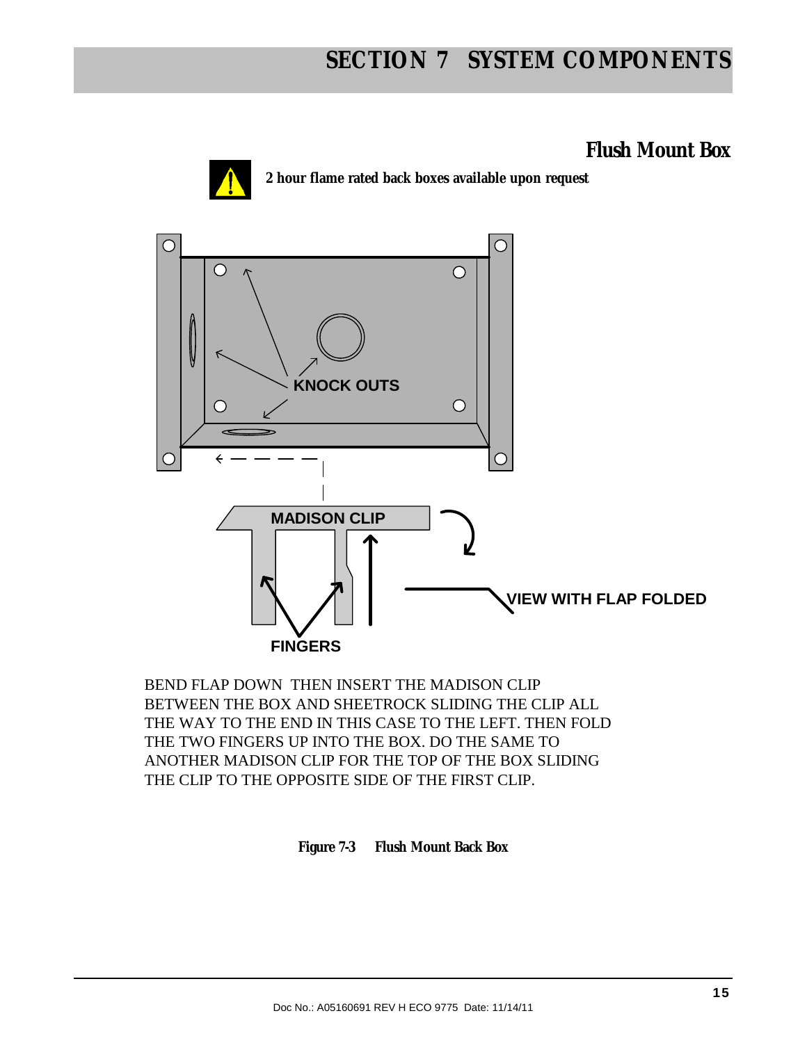## Flush Mount Box

**2 hour flame rated back boxes available upon request**

KNOCK OUTS

MADISON CLIP

VIEW WITH FLAP FOLDED

FINGERS

BEND FLAP DOWN THEN INSERT THE MADISON CLIP BETWEEN THE BOX AND SHEETROCK SLIDING THE CLIP ALL THE WAY TO THE END IN THIS CASE TO THE LEFT. THEN FOLD THE TWO FINGERS UP INTO THE BOX. DO THE SAME TO ANOTHER MADISON CLIP FOR THE TOP OF THE BOX SLIDING THE CLIP TO THE OPPOSITE SIDE OF THE FIRST CLIP.

**Figure 7-3 Flush Mount Back Box**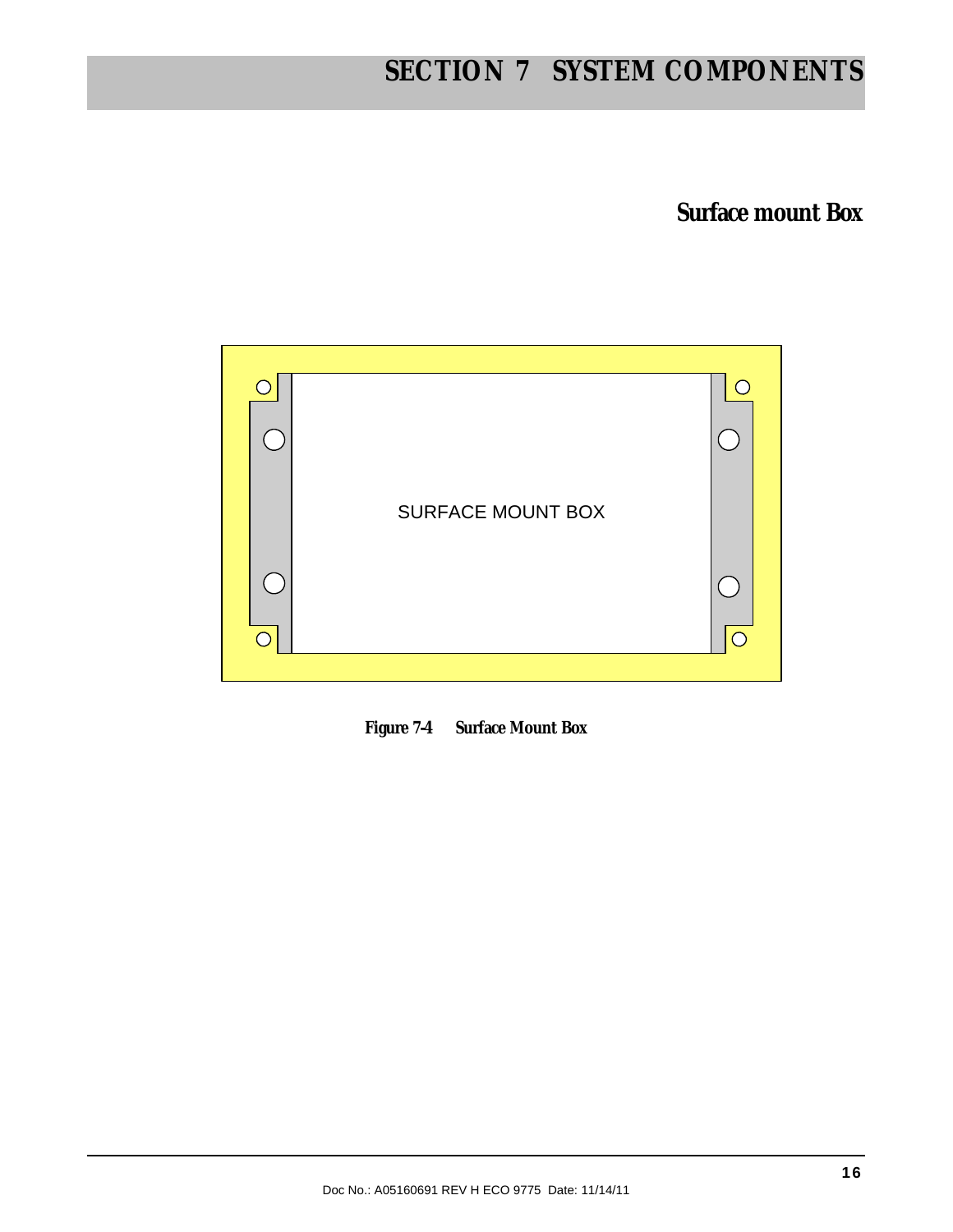## Surface mount Box

SURFACE MOUNT BOX

**Figure 7-4 Surface Mount Box**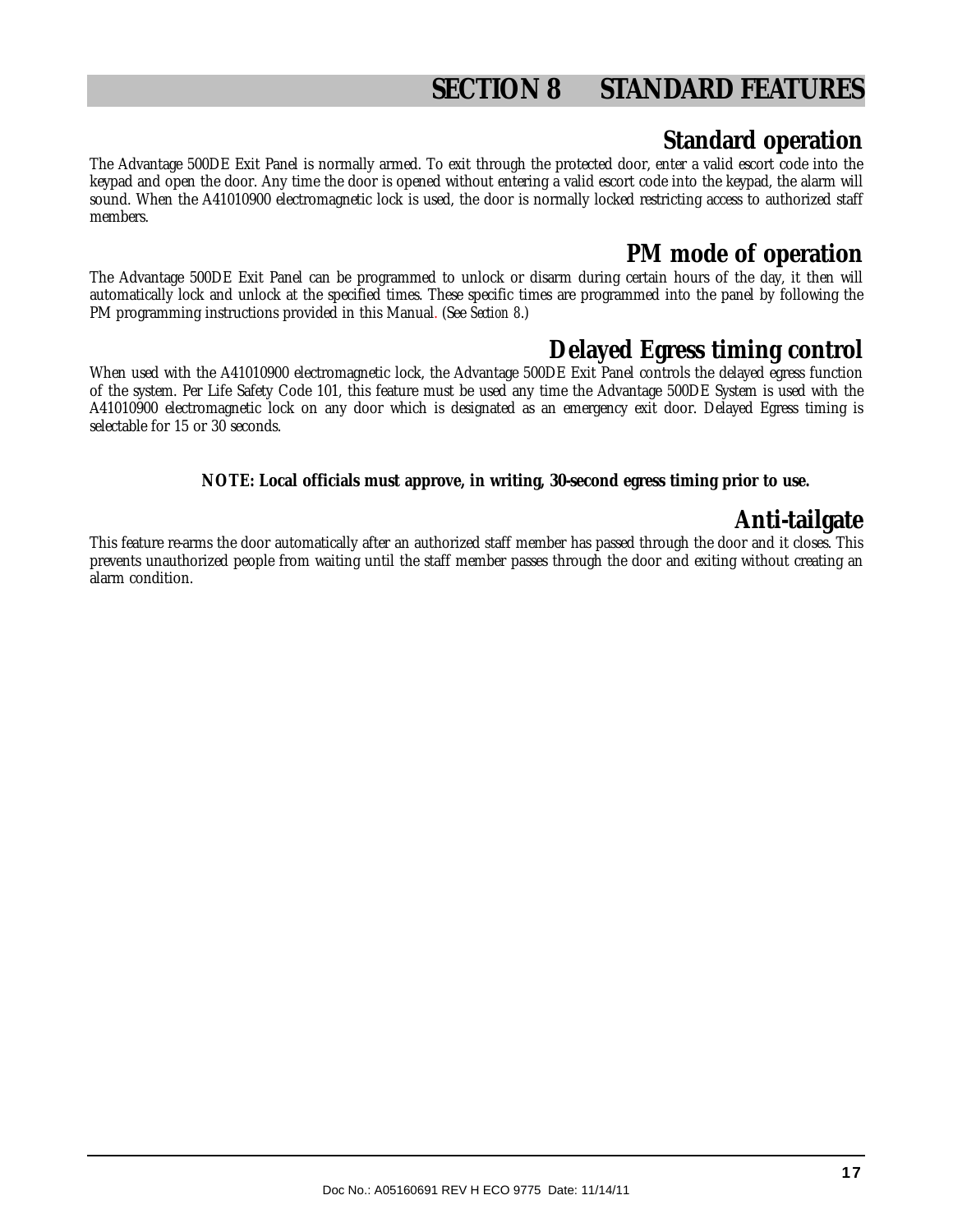# SECTION 8 STANDARD FEATURES

## Standard operation

The Advantage 500DE Exit Panel is normally armed. To exit through the protected door, enter a valid escort code into the keypad and open the door. Any time the door is opened without entering a valid escort code into the keypad, the alarm will sound. When the A41010900 electromagnetic lock is used, the door is normally locked restricting access to authorized staff members.

## PM mode of operation

The Advantage 500DE Exit Panel can be programmed to unlock or disarm during certain hours of the day, it then will automatically lock and unlock at the specified times. These specific times are programmed into the panel by following the PM programming instructions provided in this Manual. (See *Section 8*.)

## Delayed Egress timing control

When used with the A41010900 electromagnetic lock, the Advantage 500DE Exit Panel controls the delayed egress function of the system. Per Life Safety Code 101, this feature must be used any time the Advantage 500DE System is used with the A41010900 electromagnetic lock on any door which is designated as an emergency exit door. Delayed Egress timing is selectable for 15 or 30 seconds.

**NOTE: Local officials must approve, in writing, 30-second egress timing prior to use.**

## Anti-tailgate

This feature re-arms the door automatically after an authorized staff member has passed through the door and it closes. This prevents unauthorized people from waiting until the staff member passes through the door and exiting without creating an alarm condition.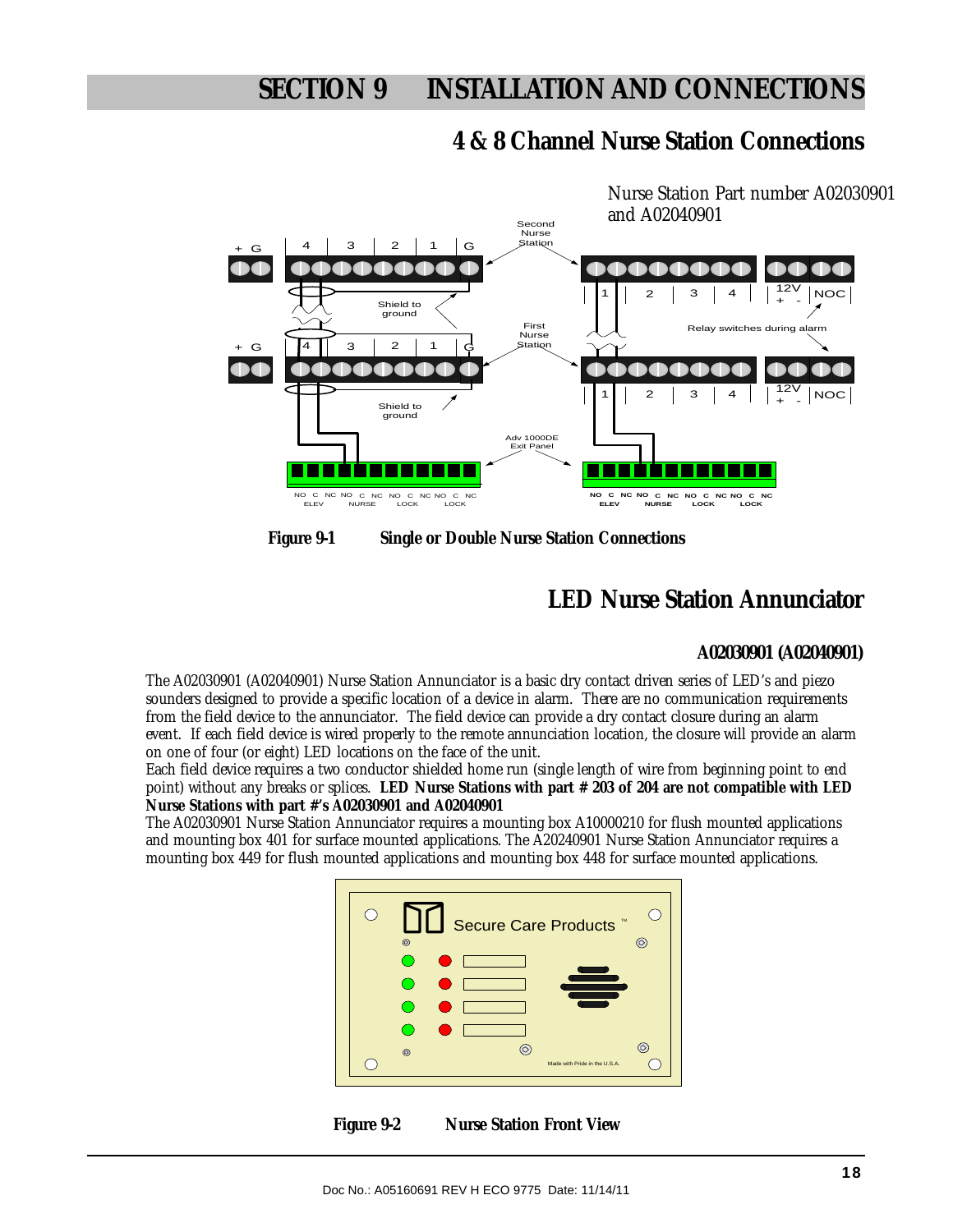# SECTION 9 INSTALLATION AND CONNECTIONS

## 4 & 8 Channel Nurse Station Connections

Nurse Station Part number A02030901 and A02040901

**Figure 9-1 Single or Double Nurse Station Connections**

## LED Nurse Station Annunciator

### A02030901 (A02040901)

The A02030901 (A02040901) Nurse Station Annunciator is a basic dry contact driven series of LED's and piezo sounders designed to provide a specific location of a device in alarm. There are no communication requirements from the field device to the annunciator. The field device can provide a dry contact closure during an alarm event. If each field device is wired properly to the remote annunciation location, the closure will provide an alarm on one of four (or eight) LED locations on the face of the unit.

Each field device requires a two conductor shielded home run (single length of wire from beginning point to end point) without any breaks or splices. **LED Nurse Stations with part # 203 of 204 are not compatible with LED Nurse Stations with part #'s A02030901 and A02040901**

The A02030901 Nurse Station Annunciator requires a mounting box A10000210 for flush mounted applications and mounting box 401 for surface mounted applications. The A20240901 Nurse Station Annunciator requires a mounting box 449 for flush mounted applications and mounting box 448 for surface mounted applications.

**Figure 9-2 Nurse Station Front View**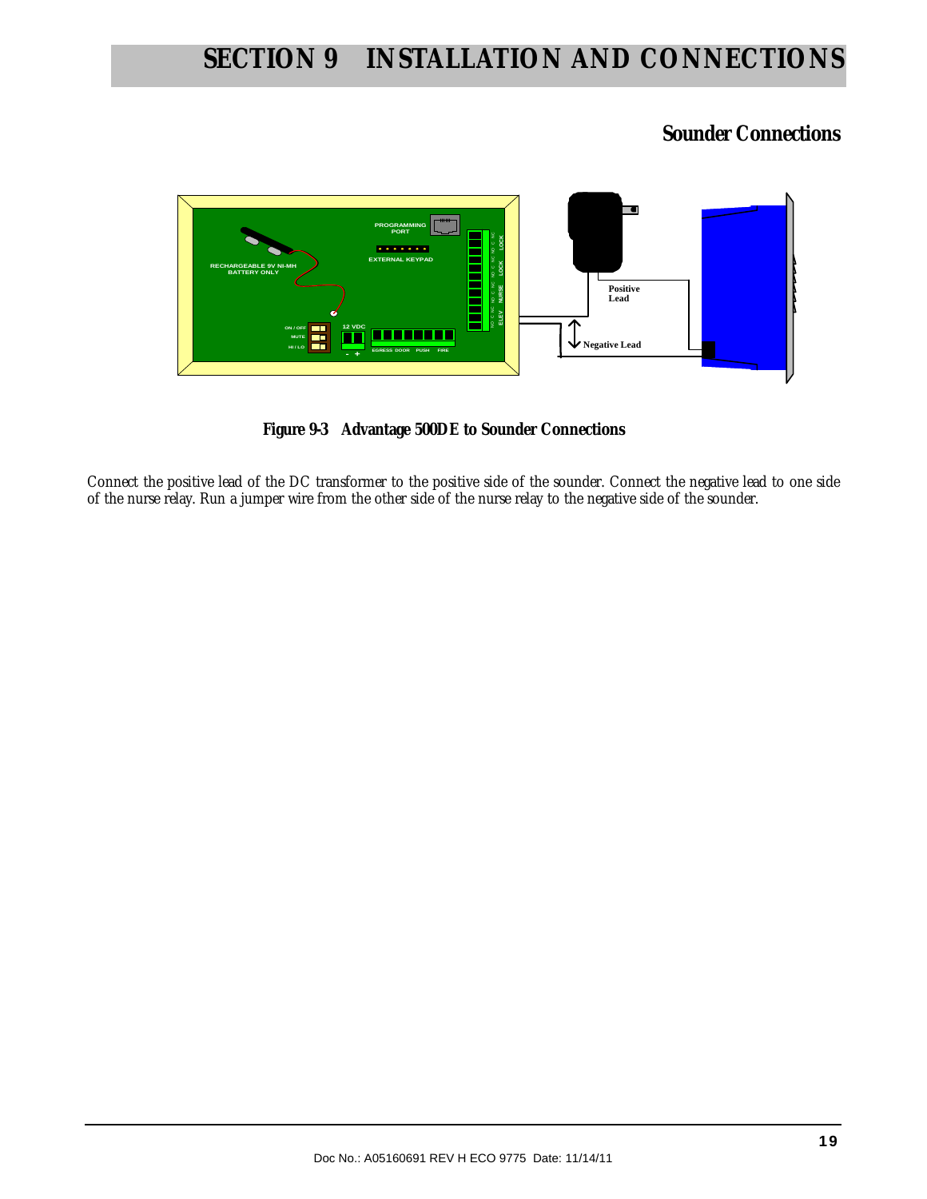# SECTION 9 INSTALLATION AND CONNECTIONS

## Sounder Connections

**Figure 9-3 Advantage 500DE to Sounder Connections**

*Connect the positive lead of the DC transformer to the positive side of the sounder. Connect the negative lead to one side of the nurse relay. Run a jumper wire from the other side of the nurse relay to the negative side of the sounder.*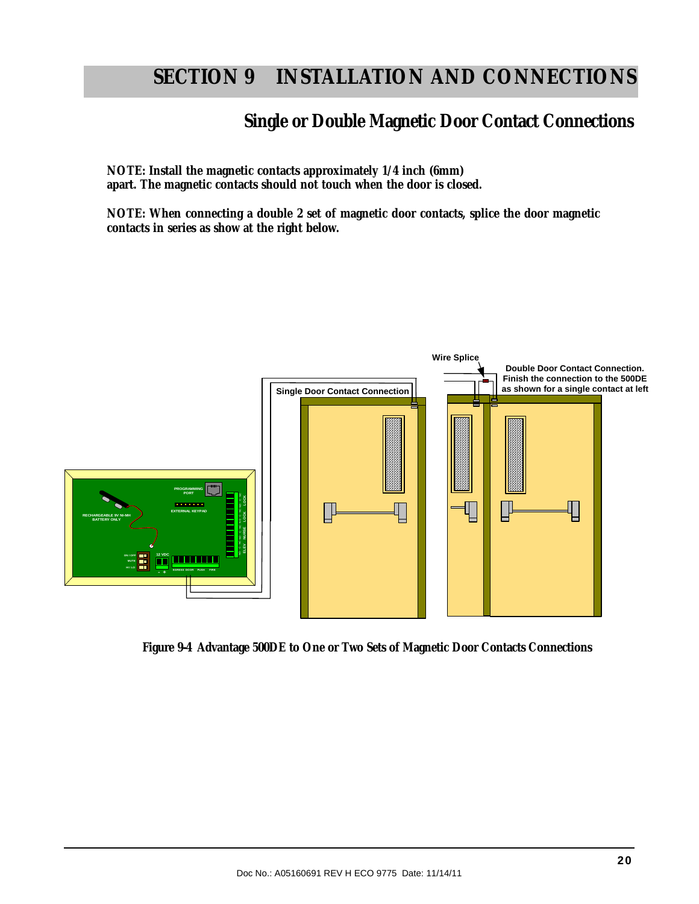# SECTION 9 INSTALLATION AND CONNECTIONS

## Single or Double Magnetic Door Contact Connections

**NOTE: Install the magnetic contacts approximately 1/4 inch (6mm) apart. The magnetic contacts should not touch when the door is closed.**

**NOTE: When connecting a double 2 set of magnetic door contacts, splice the door magnetic contacts in series as show at the right below.**

**Figure 9-4 Advantage 500DE to One or Two Sets of Magnetic Door Contacts Connections**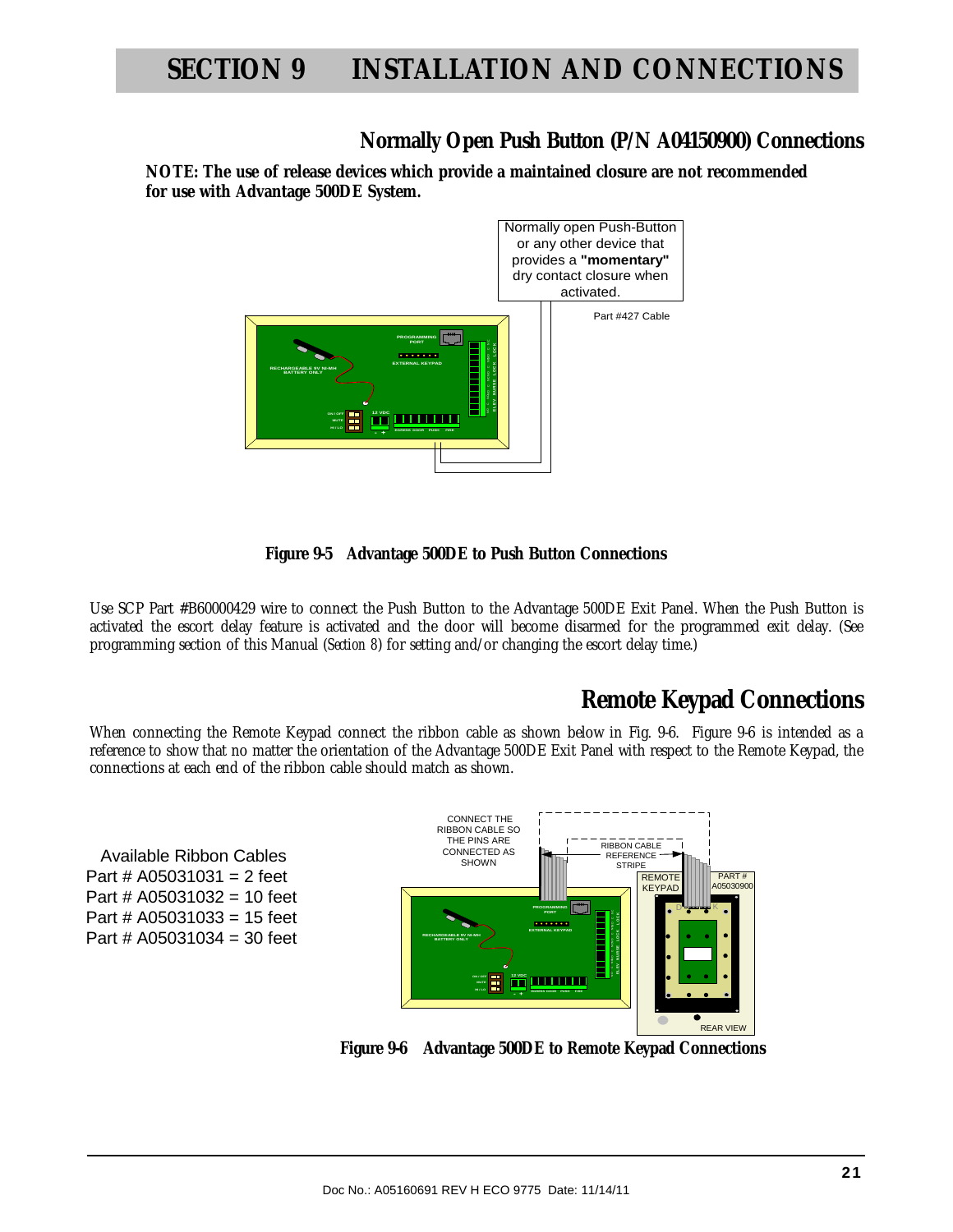# SECTION 9 INSTALLATION AND CONNECTIONS

## Normally Open Push Button (P/N A04150900) Connections

**NOTE: The use of release devices which provide a maintained closure are not recommended for use with Advantage 500DE System.**

Normally open Push-Button or any other device that provides a **"momentary"** dry contact closure when activated.

Part #427 Cable

**Figure 9-5 Advantage 500DE to Push Button Connections**

Use SCP Part #B60000429 wire to connect the Push Button to the Advantage 500DE Exit Panel. When the Push Button is activated the escort delay feature is activated and the door will become disarmed for the programmed exit delay. (See programming section of this Manual (*Section 8*) for setting and/or changing the escort delay time.)

## Remote Keypad Connections

When connecting the Remote Keypad connect the ribbon cable as shown below in Fig. 9-6. Figure 9-6 is intended as a reference to show that no matter the orientation of the Advantage 500DE Exit Panel with respect to the Remote Keypad, the connections at each end of the ribbon cable should match as shown.

Available Ribbon Cables
Part # A05031031 = 2 feet
Part # A05031032 = 10 feet
Part # A05031033 = 15 feet
Part # A05031034 = 30 feet

CONNECT THE RIBBON CABLE SO THE PINS ARE CONNECTED AS SHOWN

RIBBON CABLE REFERENCE STRIPE

REMOTE KEYPAD

PART # A05030900

REAR VIEW

**Figure 9-6 Advantage 500DE to Remote Keypad Connections**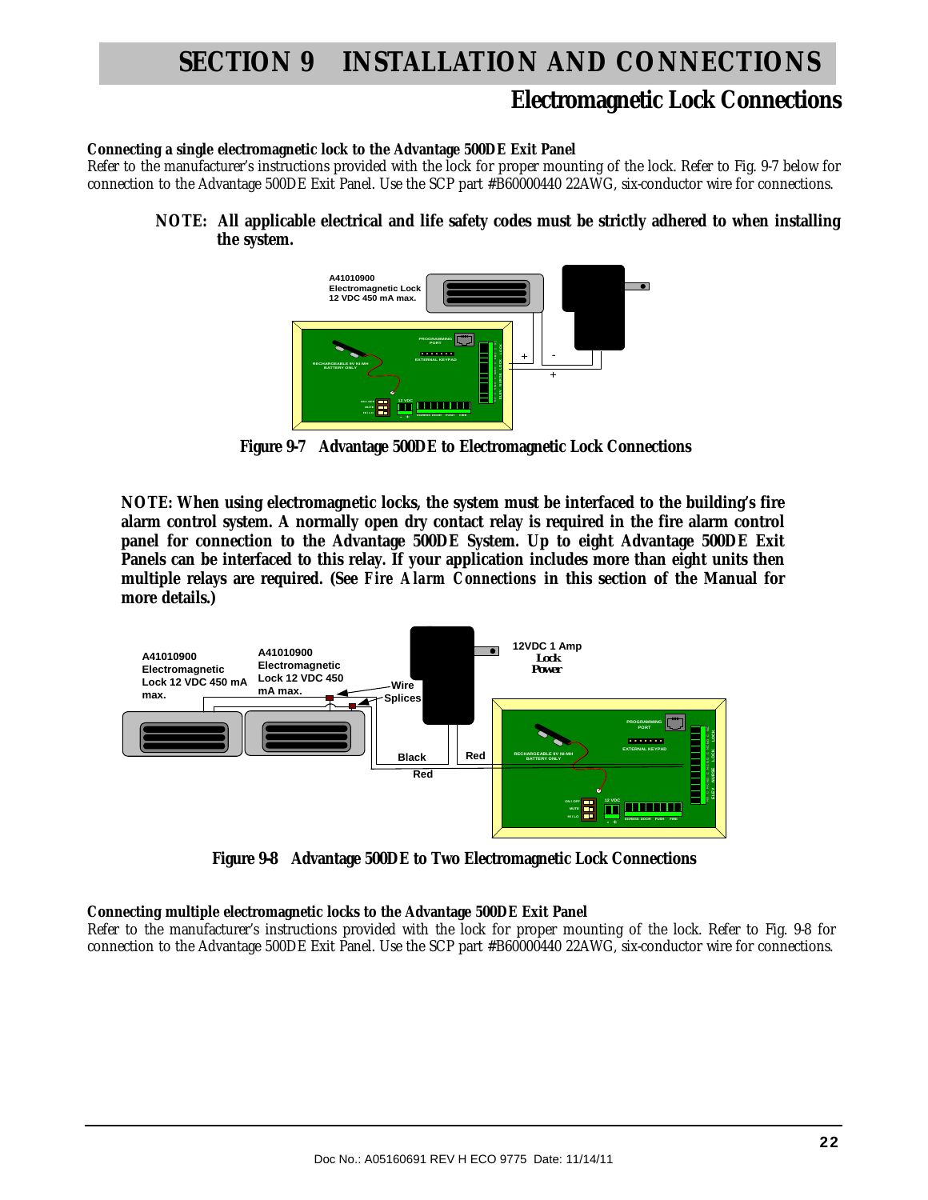# SECTION 9 INSTALLATION AND CONNECTIONS

## Electromagnetic Lock Connections

**Connecting a single electromagnetic lock to the Advantage 500DE Exit Panel**

Refer to the manufacturer's instructions provided with the lock for proper mounting of the lock. Refer to Fig. 9-7 below for connection to the Advantage 500DE Exit Panel. Use the SCP part #B60000440 22AWG, six-conductor wire for connections.

> **NOTE: All applicable electrical and life safety codes must be strictly adhered to when installing the system.**

**Figure 9-7 Advantage 500DE to Electromagnetic Lock Connections**

**NOTE: When using electromagnetic locks, the system must be interfaced to the building's fire alarm control system. A normally open dry contact relay is required in the fire alarm control panel for connection to the Advantage 500DE System. Up to eight Advantage 500DE Exit Panels can be interfaced to this relay. If your application includes more than eight units then multiple relays are required. (See *Fire Alarm Connections* in this section of the Manual for more details.)**

**Figure 9-8 Advantage 500DE to Two Electromagnetic Lock Connections**

**Connecting multiple electromagnetic locks to the Advantage 500DE Exit Panel**

Refer to the manufacturer's instructions provided with the lock for proper mounting of the lock. Refer to Fig. 9-8 for connection to the Advantage 500DE Exit Panel. Use the SCP part #B60000440 22AWG, six-conductor wire for connections.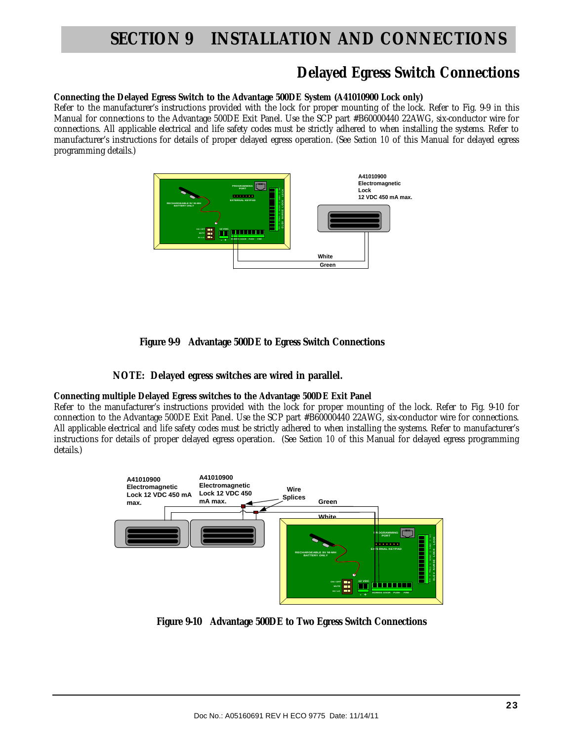# SECTION 9 INSTALLATION AND CONNECTIONS

## Delayed Egress Switch Connections

**Connecting the Delayed Egress Switch to the Advantage 500DE System (A41010900 Lock only)**

Refer to the manufacturer's instructions provided with the lock for proper mounting of the lock. Refer to Fig. 9-9 in this Manual for connections to the Advantage 500DE Exit Panel. Use the SCP part #B60000440 22AWG, six-conductor wire for connections. All applicable electrical and life safety codes must be strictly adhered to when installing the systems. Refer to manufacturer's instructions for details of proper delayed egress operation. (See *Section 10* of this Manual for delayed egress programming details.)

**Figure 9-9 Advantage 500DE to Egress Switch Connections**

**NOTE: Delayed egress switches are wired in parallel.**

**Connecting multiple Delayed Egress switches to the Advantage 500DE Exit Panel**

Refer to the manufacturer's instructions provided with the lock for proper mounting of the lock. Refer to Fig. 9-10 for connection to the Advantage 500DE Exit Panel. Use the SCP part #B60000440 22AWG, six-conductor wire for connections. All applicable electrical and life safety codes must be strictly adhered to when installing the systems. Refer to manufacturer's instructions for details of proper delayed egress operation. (See *Section 10* of this Manual for delayed egress programming details.)

**Figure 9-10 Advantage 500DE to Two Egress Switch Connections**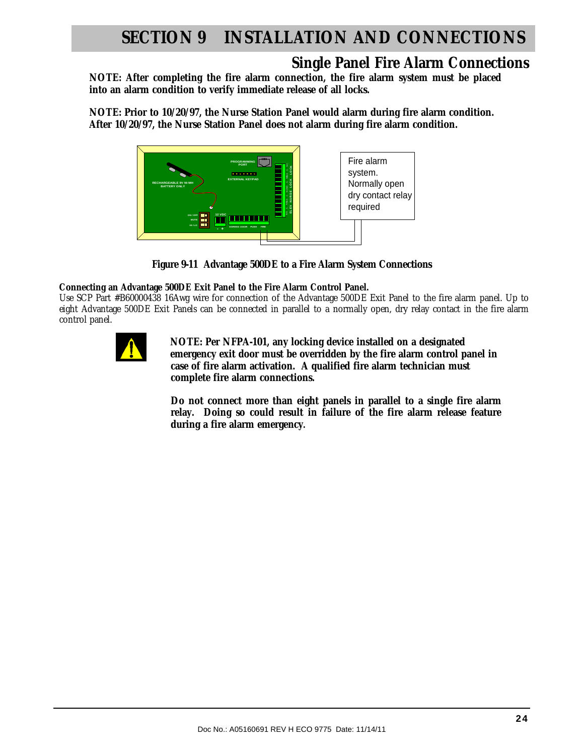# SECTION 9 INSTALLATION AND CONNECTIONS

## Single Panel Fire Alarm Connections

**NOTE: After completing the fire alarm connection, the fire alarm system must be placed into an alarm condition to verify immediate release of all locks.**

**NOTE: Prior to 10/20/97, the Nurse Station Panel would alarm during fire alarm condition. After 10/20/97, the Nurse Station Panel does not alarm during fire alarm condition.**

Fire alarm system. Normally open dry contact relay required

**Figure 9-11 Advantage 500DE to a Fire Alarm System Connections**

**Connecting an Advantage 500DE Exit Panel to the Fire Alarm Control Panel.**
Use SCP Part #B60000438 16Awg wire for connection of the Advantage 500DE Exit Panel to the fire alarm panel. Up to eight Advantage 500DE Exit Panels can be connected in parallel to a normally open, dry relay contact in the fire alarm control panel.

**NOTE: Per NFPA-101, any locking device installed on a designated emergency exit door must be overridden by the fire alarm control panel in case of fire alarm activation. A qualified fire alarm technician must complete fire alarm connections.**

**Do not connect more than eight panels in parallel to a single fire alarm relay. Doing so could result in failure of the fire alarm release feature during a fire alarm emergency.**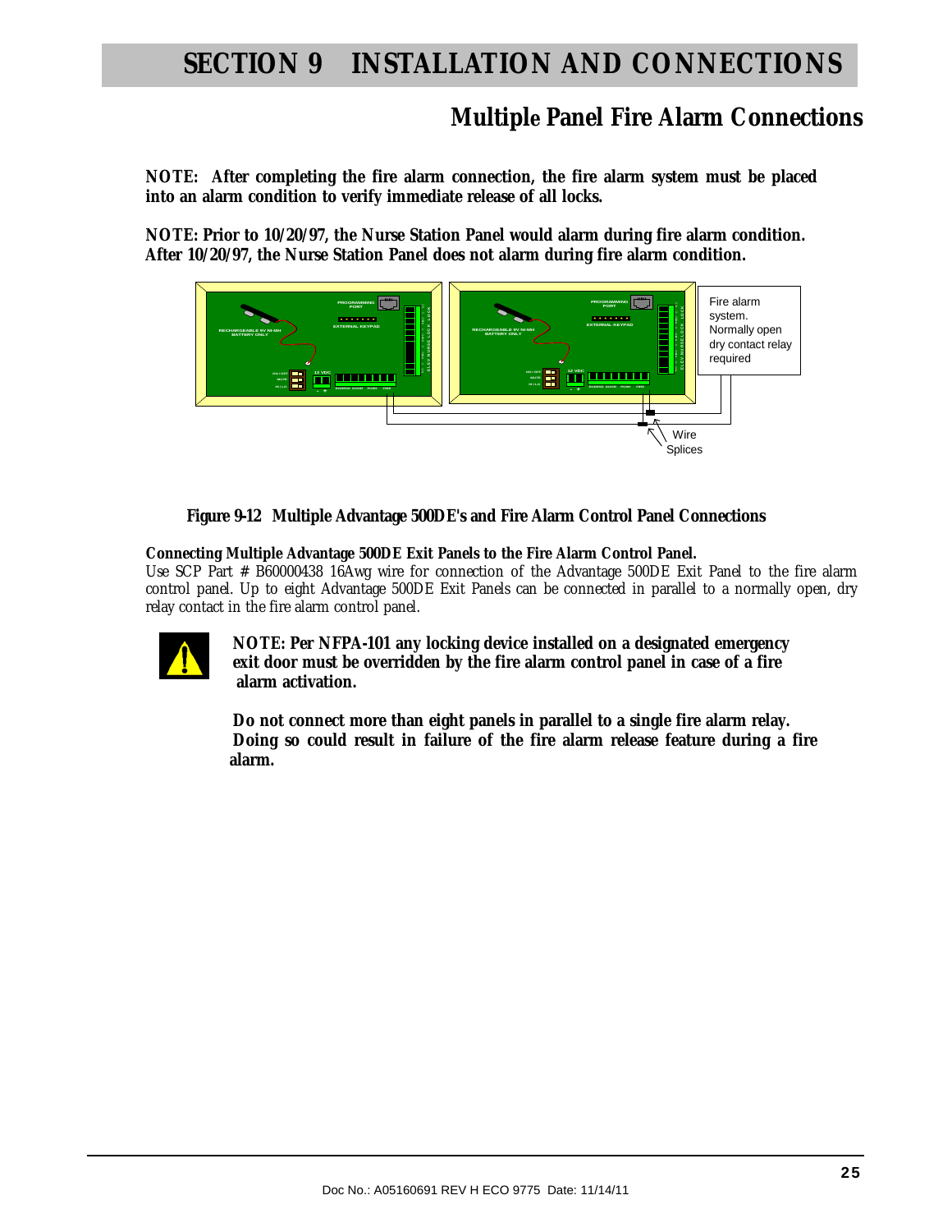# SECTION 9 INSTALLATION AND CONNECTIONS

## Multiple Panel Fire Alarm Connections

**NOTE: After completing the fire alarm connection, the fire alarm system must be placed into an alarm condition to verify immediate release of all locks.**

**NOTE: Prior to 10/20/97, the Nurse Station Panel would alarm during fire alarm condition. After 10/20/97, the Nurse Station Panel does not alarm during fire alarm condition.**

Fire alarm system. Normally open dry contact relay required

Wire Splices

**Figure 9-12 Multiple Advantage 500DE's and Fire Alarm Control Panel Connections**

**Connecting Multiple Advantage 500DE Exit Panels to the Fire Alarm Control Panel.**
Use SCP Part # B60000438 16Awg wire for connection of the Advantage 500DE Exit Panel to the fire alarm control panel. Up to eight Advantage 500DE Exit Panels can be connected in parallel to a normally open, dry relay contact in the fire alarm control panel.

**NOTE: Per NFPA-101 any locking device installed on a designated emergency exit door must be overridden by the fire alarm control panel in case of a fire alarm activation.**

**Do not connect more than eight panels in parallel to a single fire alarm relay. Doing so could result in failure of the fire alarm release feature during a fire alarm.**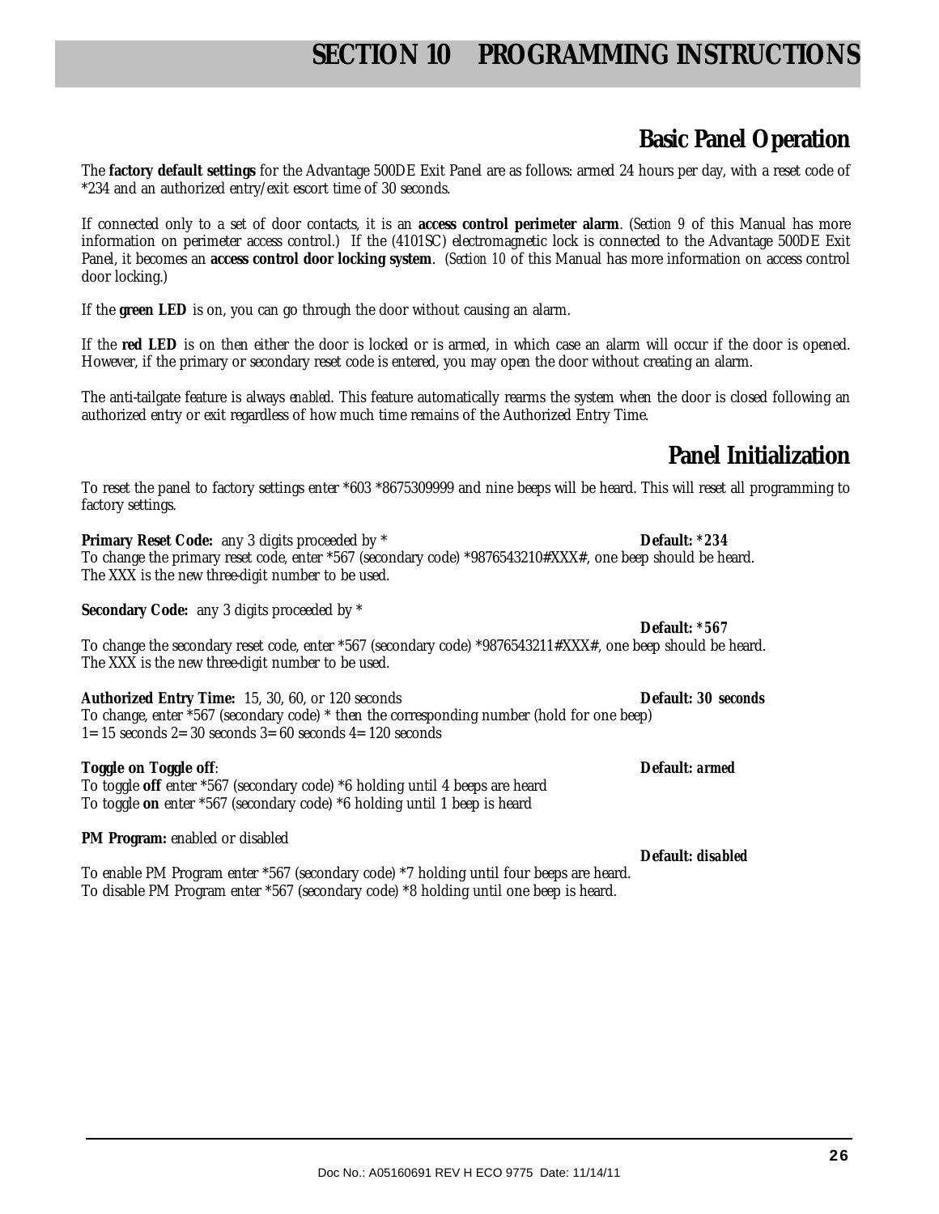# SECTION 10 PROGRAMMING INSTRUCTIONS

## Basic Panel Operation

The **factory default settings** for the Advantage 500DE Exit Panel are as follows: armed 24 hours per day, with a reset code of *234 and an authorized entry/exit escort time of 30 seconds.

If connected only to a set of door contacts, it is an **access control perimeter alarm**. (*Section 9* of this Manual has more information on perimeter access control.) If the (4101SC) electromagnetic lock is connected to the Advantage 500DE Exit Panel, it becomes an **access control door locking system**. (*Section 10* of this Manual has more information on access control door locking.)

If the **green LED** is on, you can go through the door without causing an alarm.

If the **red LED** is on then either the door is locked or is armed, in which case an alarm will occur if the door is opened. However, if the primary or secondary reset code is entered, you may open the door without creating an alarm.

The anti-tailgate feature is always *enabled*. This feature automatically rearms the system when the door is closed following an authorized entry or exit regardless of how much time remains of the Authorized Entry Time.

## Panel Initialization

To reset the panel to factory settings enter *603 *8675309999 and nine beeps will be heard. This will reset all programming to factory settings.

**Primary Reset Code:** any 3 digits proceeded by * **Default: *234**
To change the primary reset code, enter *567 (secondary code) *9876543210**#**XXX**#**, one beep should be heard. The XXX is the new three-digit number to be used.

**Secondary Code:** any 3 digits proceeded by * **Default: *567**
To change the secondary reset code, enter *567 (secondary code) *9876543211**#**XXX**#**, one beep should be heard. The XXX is the new three-digit number to be used.

**Authorized Entry Time:** 15, 30, 60, or 120 seconds **Default: 30 seconds**
To change, enter *567 (secondary code) * then the corresponding number (hold for one beep)
1= 15 seconds 2= 30 seconds 3= 60 seconds 4= 120 seconds

**Toggle on Toggle off**: **Default: armed**
To toggle **off** enter *567 (secondary code) *6 holding until 4 beeps are heard
To toggle **on** enter *567 (secondary code) *6 holding until 1 beep is heard

**PM Program:** enabled or disabled **Default: disabled**
To enable PM Program enter *567 (secondary code) *7 holding until four beeps are heard.
To disable PM Program enter *567 (secondary code) *8 holding until one beep is heard.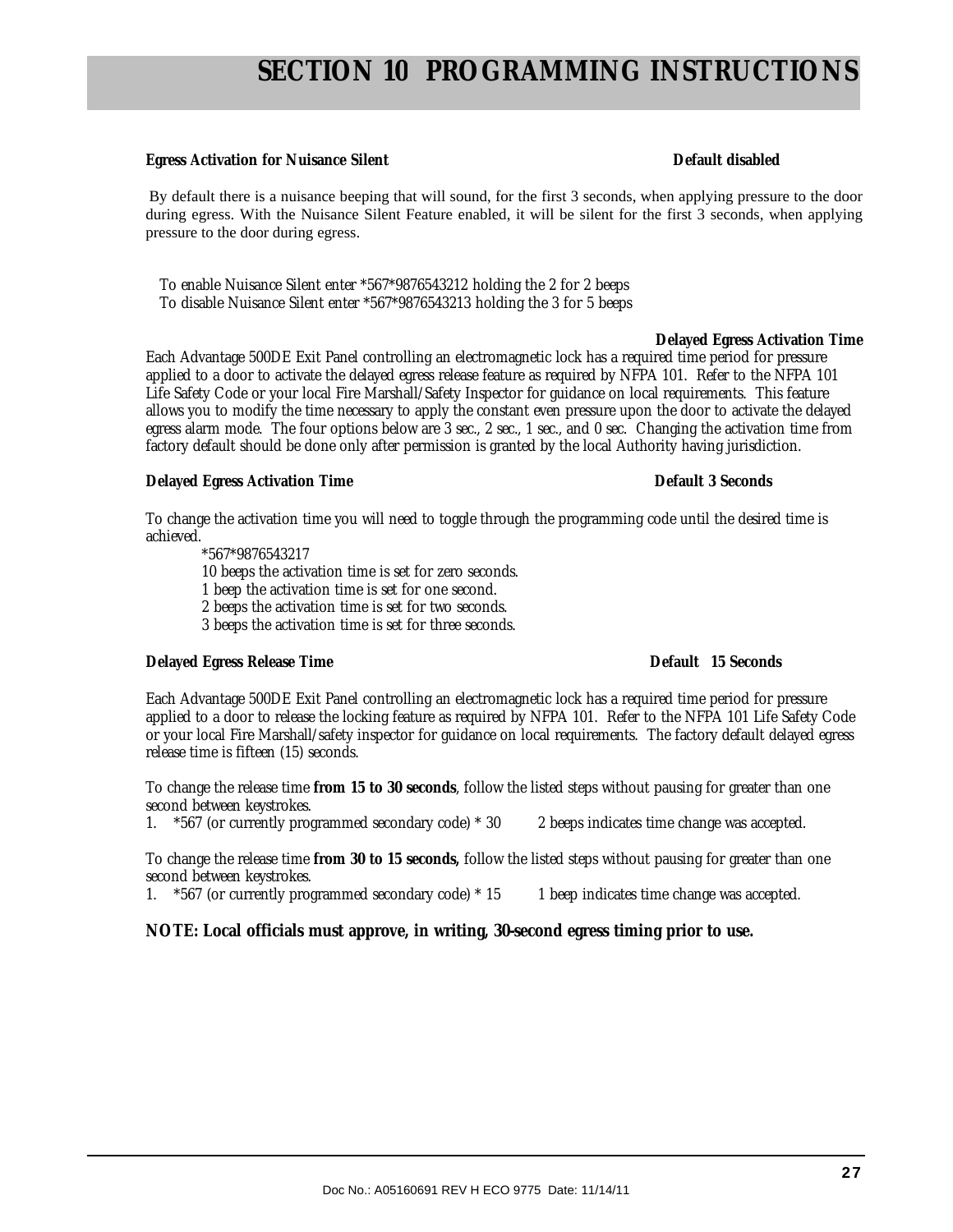# SECTION 10 PROGRAMMING INSTRUCTIONS

**Egress Activation for Nuisance Silent** **Default disabled**

By default there is a nuisance beeping that will sound, for the first 3 seconds, when applying pressure to the door during egress. With the Nuisance Silent Feature enabled, it will be silent for the first 3 seconds, when applying pressure to the door during egress.

To enable Nuisance Silent enter *567*9876543212 holding the 2 for 2 beeps
To disable Nuisance Silent enter *567*9876543213 holding the 3 for 5 beeps

**Delayed Egress Activation Time**

Each Advantage 500DE Exit Panel controlling an electromagnetic lock has a required time period for pressure applied to a door to activate the delayed egress release feature as required by NFPA 101. Refer to the NFPA 101 Life Safety Code or your local Fire Marshall/Safety Inspector for guidance on local requirements. This feature allows you to modify the time necessary to apply the constant even pressure upon the door to activate the delayed egress alarm mode. The four options below are 3 sec., 2 sec., 1 sec., and 0 sec. Changing the activation time from factory default should be done only after permission is granted by the local Authority having jurisdiction.

**Delayed Egress Activation Time** **Default 3 Seconds**

To change the activation time you will need to toggle through the programming code until the desired time is achieved.

*567*9876543217
10 beeps the activation time is set for zero seconds.
1 beep the activation time is set for one second.
2 beeps the activation time is set for two seconds.
3 beeps the activation time is set for three seconds.

**Delayed Egress Release Time** **Default 15 Seconds**

Each Advantage 500DE Exit Panel controlling an electromagnetic lock has a required time period for pressure applied to a door to release the locking feature as required by NFPA 101. Refer to the NFPA 101 Life Safety Code or your local Fire Marshall/safety inspector for guidance on local requirements. The factory default delayed egress release time is fifteen (15) seconds.

To change the release time **from 15 to 30 seconds**, follow the listed steps without pausing for greater than one second between keystrokes.

1. *567 (or currently programmed secondary code) * 30 2 beeps indicates time change was accepted.

To change the release time **from 30 to 15 seconds,** follow the listed steps without pausing for greater than one second between keystrokes.

1. *567 (or currently programmed secondary code) * 15 1 beep indicates time change was accepted.

**NOTE: Local officials must approve, in writing, 30-second egress timing prior to use.**

Doc No.: A05160691 REV H ECO 9775 Date: 11/14/11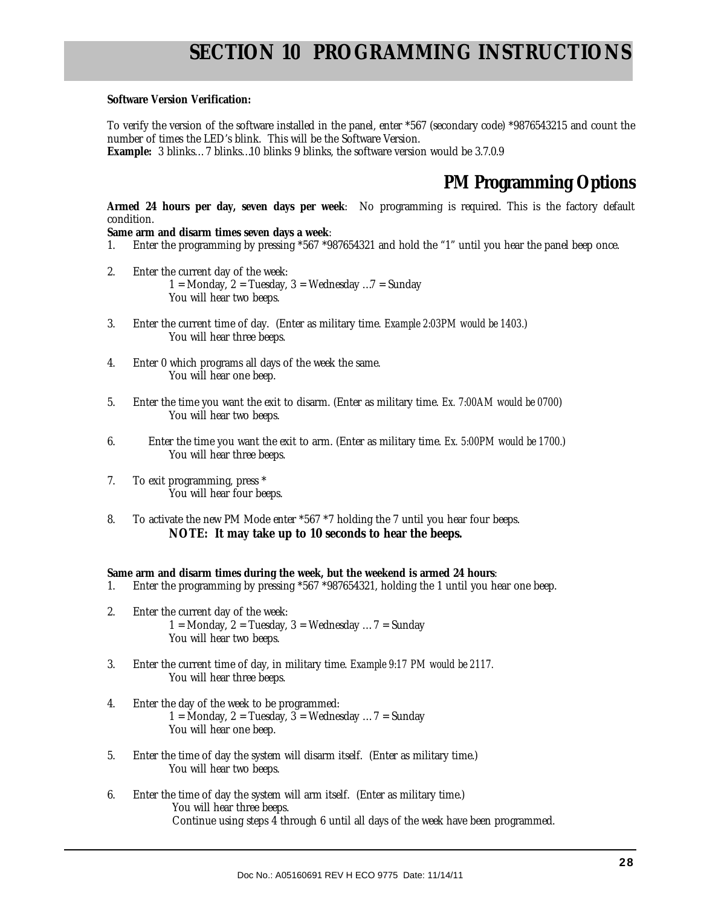# SECTION 10 PROGRAMMING INSTRUCTIONS

**Software Version Verification:**

To verify the version of the software installed in the panel, enter *567 (secondary code) *9876543215 and count the number of times the LED's blink. This will be the Software Version.
**Example:** 3 blinks…7 blinks…10 blinks 9 blinks, the software version would be 3.7.0.9

## PM Programming Options

**Armed 24 hours per day, seven days per week**: No programming is required. This is the factory default condition.

**Same arm and disarm times seven days a week**:

1. Enter the programming by pressing *567 *987654321 and hold the "1" until you hear the panel beep once.
2. Enter the current day of the week:
   1 = Monday, 2 = Tuesday, 3 = Wednesday …7 = Sunday
   You will hear two beeps.
3. Enter the current time of day. (Enter as military time. *Example 2:03PM would be 1403.*)
   You will hear three beeps.
4. Enter 0 which programs all days of the week the same.
   You will hear one beep.
5. Enter the time you want the exit to disarm. (Enter as military time. *Ex. 7:00AM would be 0700*)
   You will hear two beeps.
6. Enter the time you want the exit to arm. (Enter as military time. *Ex. 5:00PM would be 1700.*)
   You will hear three beeps.
7. To exit programming, press *
   You will hear four beeps.
8. To activate the new PM Mode enter *567 *7 holding the 7 until you hear four beeps.
   **NOTE: It may take up to 10 seconds to hear the beeps.**

**Same arm and disarm times during the week, but the weekend is armed 24 hours**:

1. Enter the programming by pressing *567 *987654321, holding the 1 until you hear one beep.
2. Enter the current day of the week:
   1 = Monday, 2 = Tuesday, 3 = Wednesday … 7 = Sunday
   You will hear two beeps.
3. Enter the current time of day, in military time. *Example 9:17 PM would be 2117.*
   You will hear three beeps.
4. Enter the day of the week to be programmed:
   1 = Monday, 2 = Tuesday, 3 = Wednesday … 7 = Sunday
   You will hear one beep.
5. Enter the time of day the system will disarm itself. (Enter as military time.)
   You will hear two beeps.
6. Enter the time of day the system will arm itself. (Enter as military time.)
   You will hear three beeps.
   Continue using steps 4 through 6 until all days of the week have been programmed.

Doc No.: A05160691 REV H ECO 9775 Date: 11/14/11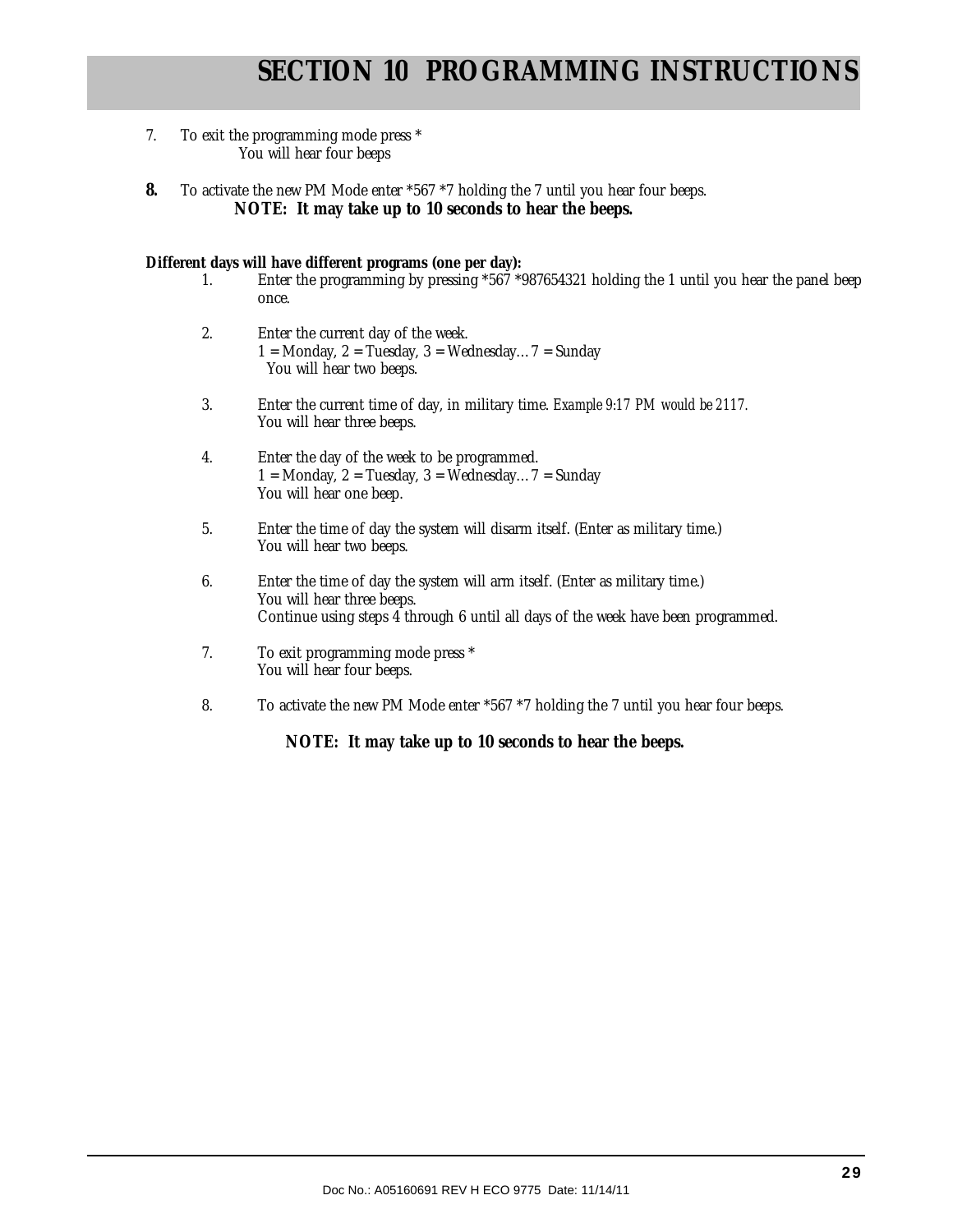# SECTION 10 PROGRAMMING INSTRUCTIONS

7. To exit the programming mode press *
   You will hear four beeps

8. To activate the new PM Mode enter *567 *7 holding the 7 until you hear four beeps.
   **NOTE: It may take up to 10 seconds to hear the beeps.**

**Different days will have different programs (one per day):**

1. Enter the programming by pressing *567 *987654321 holding the 1 until you hear the panel beep once.

2. Enter the current day of the week.
   1 = Monday, 2 = Tuesday, 3 = Wednesday… 7 = Sunday
   You will hear two beeps.

3. Enter the current time of day, in military time. *Example 9:17 PM would be 2117.*
   You will hear three beeps.

4. Enter the day of the week to be programmed.
   1 = Monday, 2 = Tuesday, 3 = Wednesday… 7 = Sunday
   You will hear one beep.

5. Enter the time of day the system will disarm itself. (Enter as military time.)
   You will hear two beeps.

6. Enter the time of day the system will arm itself. (Enter as military time.)
   You will hear three beeps.
   Continue using steps 4 through 6 until all days of the week have been programmed.

7. To exit programming mode press *
   You will hear four beeps.

8. To activate the new PM Mode enter *567 *7 holding the 7 until you hear four beeps.

   **NOTE: It may take up to 10 seconds to hear the beeps.**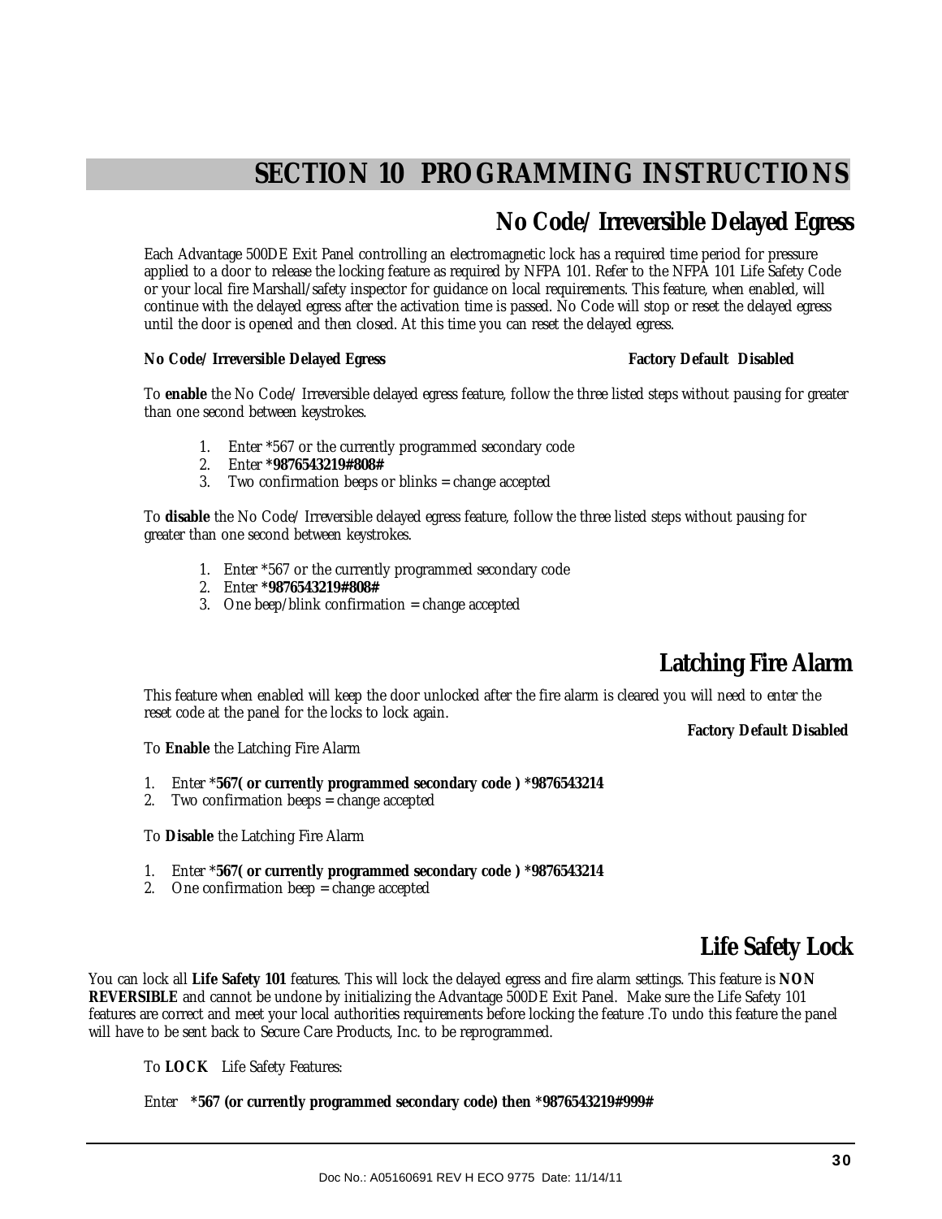# SECTION 10 PROGRAMMING INSTRUCTIONS

## No Code/ Irreversible Delayed Egress

Each Advantage 500DE Exit Panel controlling an electromagnetic lock has a required time period for pressure applied to a door to release the locking feature as required by NFPA 101. Refer to the NFPA 101 Life Safety Code or your local fire Marshall/safety inspector for guidance on local requirements. This feature, when enabled, will continue with the delayed egress after the activation time is passed. No Code will stop or reset the delayed egress until the door is opened and then closed. At this time you can reset the delayed egress.

**No Code/ Irreversible Delayed Egress** **Factory Default Disabled**

To **enable** the No Code/ Irreversible delayed egress feature, follow the three listed steps without pausing for greater than one second between keystrokes.

1. Enter *567 or the currently programmed secondary code
2. Enter ***9876543219#808#**
3. Two confirmation beeps or blinks = change accepted

To **disable** the No Code/ Irreversible delayed egress feature, follow the three listed steps without pausing for greater than one second between keystrokes.

1. Enter *567 or the currently programmed secondary code
2. Enter ***9876543219#808#**
3. One beep/blink confirmation = change accepted

## Latching Fire Alarm

This feature when enabled will keep the door unlocked after the fire alarm is cleared you will need to enter the reset code at the panel for the locks to lock again.

**Factory Default Disabled**

To **Enable** the Latching Fire Alarm

1. Enter ***567( or currently programmed secondary code ) *9876543214**
2. Two confirmation beeps = change accepted

To **Disable** the Latching Fire Alarm

1. Enter ***567( or currently programmed secondary code ) *9876543214**
2. One confirmation beep = change accepted

## Life Safety Lock

You can lock all **Life Safety 101** features. This will lock the delayed egress and fire alarm settings. This feature is **NON REVERSIBLE** and cannot be undone by initializing the Advantage 500DE Exit Panel. Make sure the Life Safety 101 features are correct and meet your local authorities requirements before locking the feature .To undo this feature the panel will have to be sent back to Secure Care Products, Inc. to be reprogrammed.

To **LOCK** Life Safety Features:

Enter ***567 (or currently programmed secondary code) then *9876543219#999#**

Doc No.: A05160691 REV H ECO 9775 Date: 11/14/11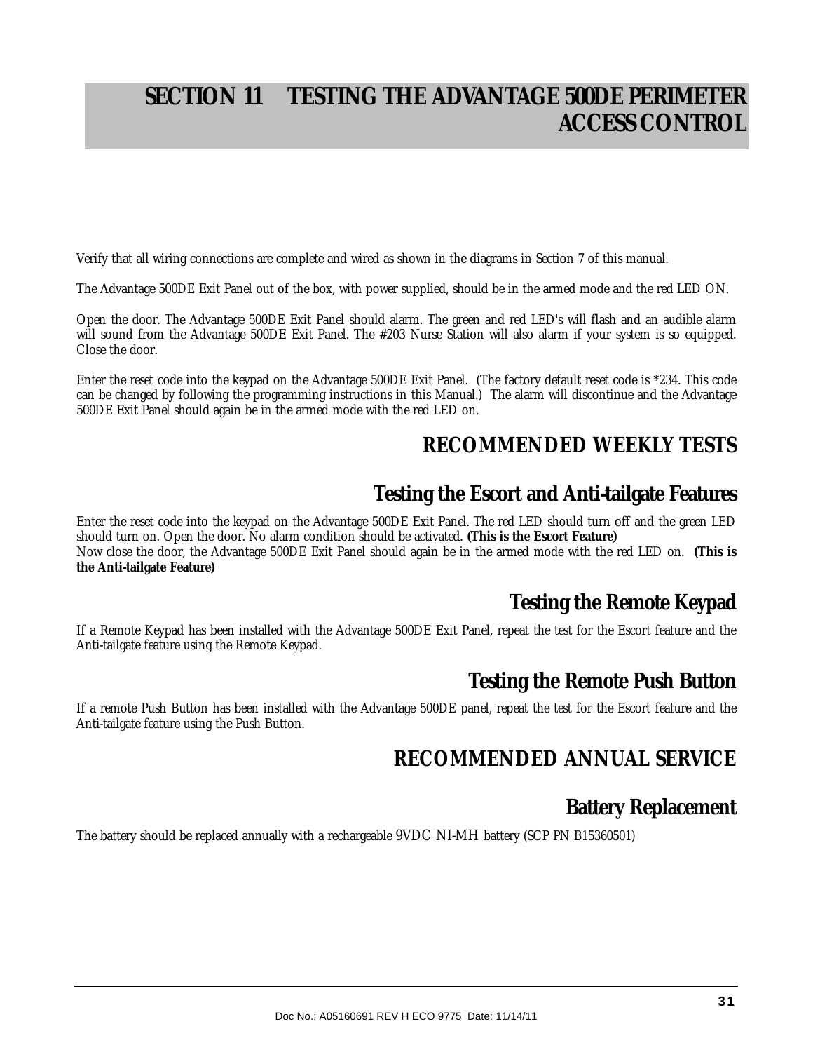# SECTION 11 TESTING THE ADVANTAGE 500DE PERIMETER ACCESS CONTROL

Verify that all wiring connections are complete and wired as shown in the diagrams in Section 7 of this manual.

The Advantage 500DE Exit Panel out of the box, with power supplied, should be in the armed mode and the red LED ON.

Open the door. The Advantage 500DE Exit Panel should alarm. The green and red LED's will flash and an audible alarm will sound from the Advantage 500DE Exit Panel. The #203 Nurse Station will also alarm if your system is so equipped. Close the door.

Enter the reset code into the keypad on the Advantage 500DE Exit Panel. (The factory default reset code is *234. This code can be changed by following the programming instructions in this Manual.) The alarm will discontinue and the Advantage 500DE Exit Panel should again be in the armed mode with the red LED on.

## RECOMMENDED WEEKLY TESTS

### Testing the Escort and Anti-tailgate Features

Enter the reset code into the keypad on the Advantage 500DE Exit Panel. The red LED should turn off and the green LED should turn on. Open the door. No alarm condition should be activated. **(This is the Escort Feature)**
Now close the door, the Advantage 500DE Exit Panel should again be in the armed mode with the red LED on. **(This is the Anti-tailgate Feature)**

### Testing the Remote Keypad

If a Remote Keypad has been installed with the Advantage 500DE Exit Panel, repeat the test for the Escort feature and the Anti-tailgate feature using the Remote Keypad.

### Testing the Remote Push Button

If a remote Push Button has been installed with the Advantage 500DE panel, repeat the test for the Escort feature and the Anti-tailgate feature using the Push Button.

## RECOMMENDED ANNUAL SERVICE

### Battery Replacement

The battery should be replaced annually with a rechargeable 9VDC NI-MH battery (SCP PN B15360501)

Doc No.: A05160691 REV H ECO 9775 Date: 11/14/11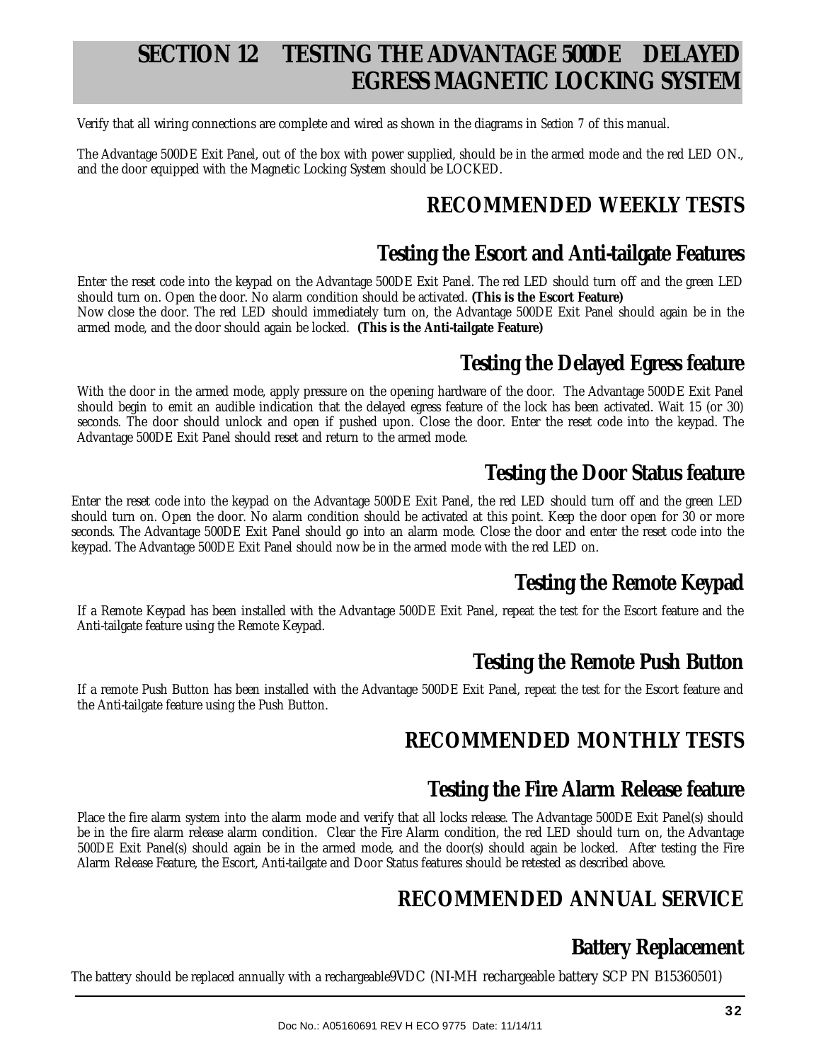# SECTION 12 TESTING THE ADVANTAGE 500DE DELAYED EGRESS MAGNETIC LOCKING SYSTEM

Verify that all wiring connections are complete and wired as shown in the diagrams in *Section 7* of this manual.

The Advantage 500DE Exit Panel, out of the box with power supplied, should be in the armed mode and the red LED ON., and the door equipped with the Magnetic Locking System should be LOCKED.

## RECOMMENDED WEEKLY TESTS

### Testing the Escort and Anti-tailgate Features

Enter the reset code into the keypad on the Advantage 500DE Exit Panel. The red LED should turn off and the green LED should turn on. Open the door. No alarm condition should be activated. **(This is the Escort Feature)**
Now close the door. The red LED should immediately turn on, the Advantage 500DE Exit Panel should again be in the armed mode, and the door should again be locked. **(This is the Anti-tailgate Feature)**

### Testing the Delayed Egress feature

With the door in the armed mode, apply pressure on the opening hardware of the door. The Advantage 500DE Exit Panel should begin to emit an audible indication that the delayed egress feature of the lock has been activated. Wait 15 (or 30) seconds. The door should unlock and open if pushed upon. Close the door. Enter the reset code into the keypad. The Advantage 500DE Exit Panel should reset and return to the armed mode.

### Testing the Door Status feature

Enter the reset code into the keypad on the Advantage 500DE Exit Panel, the red LED should turn off and the green LED should turn on. Open the door. No alarm condition should be activated at this point. Keep the door open for 30 or more seconds. The Advantage 500DE Exit Panel should go into an alarm mode. Close the door and enter the reset code into the keypad. The Advantage 500DE Exit Panel should now be in the armed mode with the red LED on.

### Testing the Remote Keypad

If a Remote Keypad has been installed with the Advantage 500DE Exit Panel, repeat the test for the Escort feature and the Anti-tailgate feature using the Remote Keypad.

### Testing the Remote Push Button

If a remote Push Button has been installed with the Advantage 500DE Exit Panel, repeat the test for the Escort feature and the Anti-tailgate feature using the Push Button.

## RECOMMENDED MONTHLY TESTS

### Testing the Fire Alarm Release feature

Place the fire alarm system into the alarm mode and verify that all locks release. The Advantage 500DE Exit Panel(s) should be in the fire alarm release alarm condition. Clear the Fire Alarm condition, the red LED should turn on, the Advantage 500DE Exit Panel(s) should again be in the armed mode, and the door(s) should again be locked. After testing the Fire Alarm Release Feature, the Escort, Anti-tailgate and Door Status features should be retested as described above.

## RECOMMENDED ANNUAL SERVICE

### Battery Replacement

The battery should be replaced annually with a rechargeable9VDC (NI-MH rechargeable battery SCP PN B15360501)

Doc No.: A05160691 REV H ECO 9775 Date: 11/14/11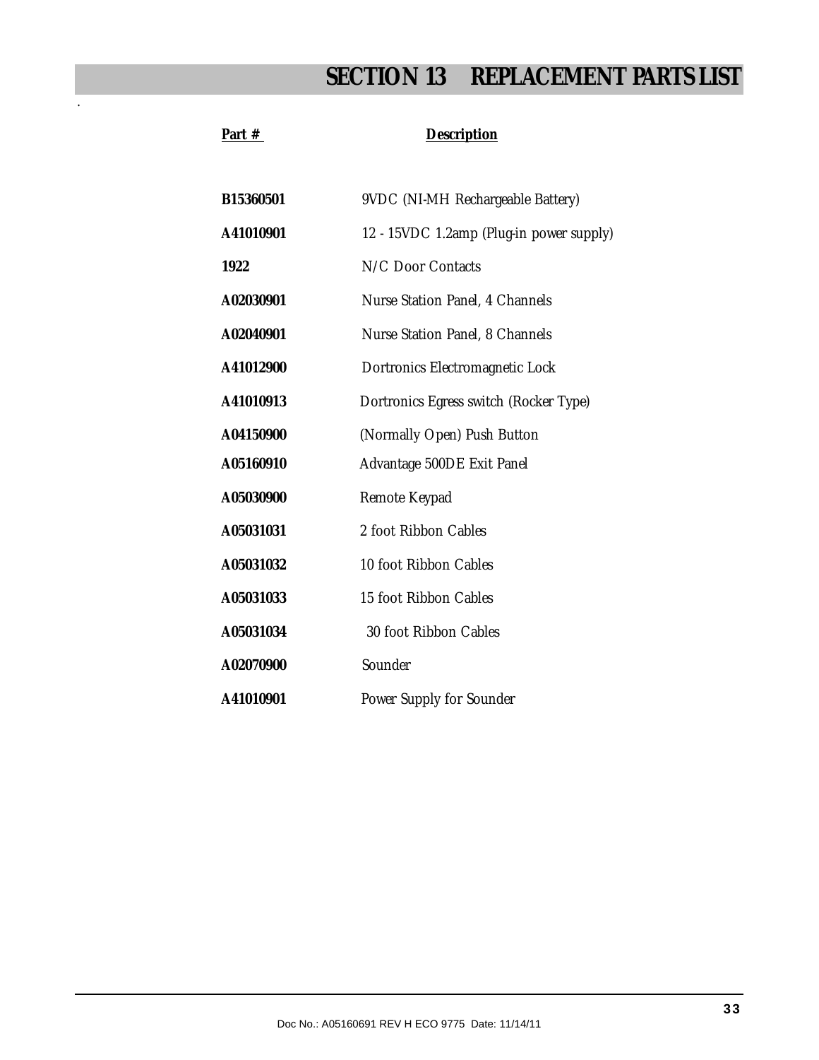# SECTION 13 REPLACEMENT PARTS LIST

| Part # | Description |
|---|---|
| **B15360501** | 9VDC (NI-MH Rechargeable Battery) |
| **A41010901** | 12 - 15VDC 1.2amp (Plug-in power supply) |
| **1922** | N/C Door Contacts |
| **A02030901** | Nurse Station Panel, 4 Channels |
| **A02040901** | Nurse Station Panel, 8 Channels |
| **A41012900** | Dortronics Electromagnetic Lock |
| **A41010913** | Dortronics Egress switch (Rocker Type) |
| **A04150900** | (Normally Open) Push Button |
| **A05160910** | Advantage 500DE Exit Panel |
| **A05030900** | Remote Keypad |
| **A05031031** | 2 foot Ribbon Cables |
| **A05031032** | 10 foot Ribbon Cables |
| **A05031033** | 15 foot Ribbon Cables |
| **A05031034** | 30 foot Ribbon Cables |
| **A02070900** | Sounder |
| **A41010901** | Power Supply for Sounder |

Doc No.: A05160691 REV H ECO 9775 Date: 11/14/11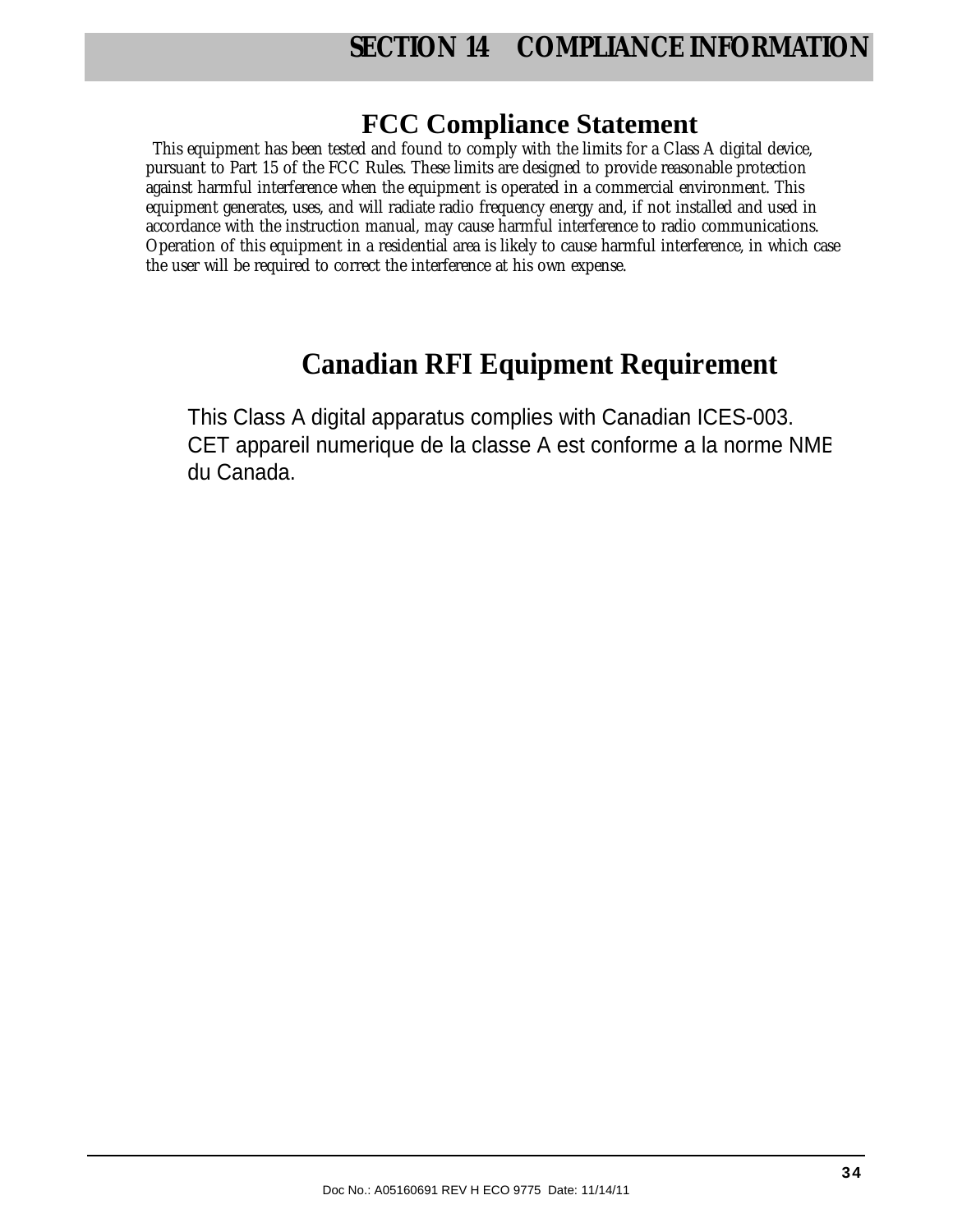# SECTION 14 COMPLIANCE INFORMATION

## FCC Compliance Statement

This equipment has been tested and found to comply with the limits for a Class A digital device, pursuant to Part 15 of the FCC Rules. These limits are designed to provide reasonable protection against harmful interference when the equipment is operated in a commercial environment. This equipment generates, uses, and will radiate radio frequency energy and, if not installed and used in accordance with the instruction manual, may cause harmful interference to radio communications. Operation of this equipment in a residential area is likely to cause harmful interference, in which case the user will be required to correct the interference at his own expense.

## Canadian RFI Equipment Requirement

This Class A digital apparatus complies with Canadian ICES-003.
CET appareil numerique de la classe A est conforme a la norme NME du Canada.

Doc No.: A05160691 REV H ECO 9775 Date: 11/14/11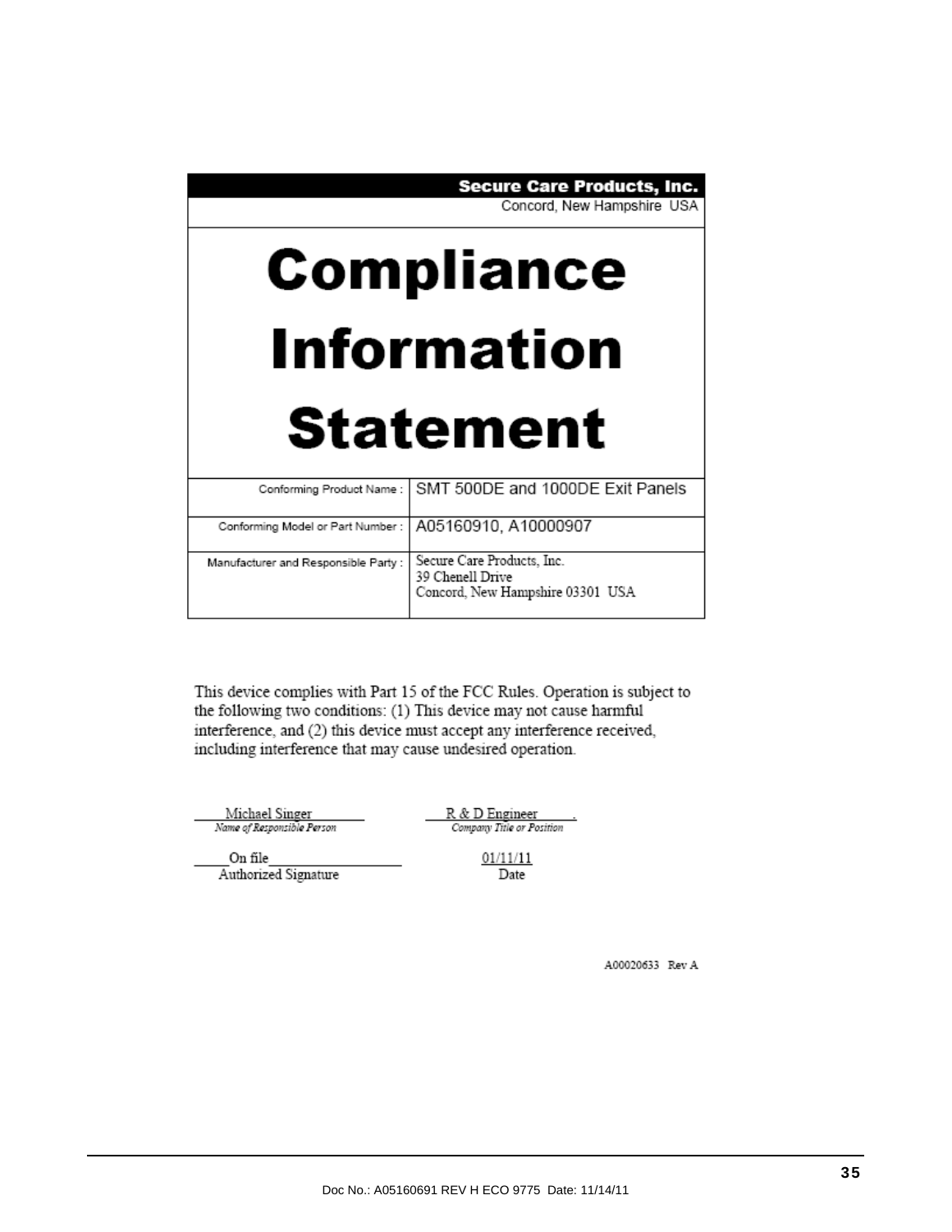**Secure Care Products, Inc.**
Concord, New Hampshire USA

# Compliance Information Statement

| Conforming Product Name : | SMT 500DE and 1000DE Exit Panels |
|---|---|
| Conforming Model or Part Number : | A05160910, A10000907 |
| Manufacturer and Responsible Party : | Secure Care Products, Inc.<br>39 Chenell Drive<br>Concord, New Hampshire 03301 USA |

This device complies with Part 15 of the FCC Rules. Operation is subject to the following two conditions: (1) This device may not cause harmful interference, and (2) this device must accept any interference received, including interference that may cause undesired operation.

| Michael Singer | R & D Engineer |
|---|---|
| *Name of Responsible Person* | *Company Title or Position* |
| On file | 01/11/11 |
| Authorized Signature | Date |

A00020633 Rev A

Doc No.: A05160691 REV H ECO 9775 Date: 11/14/11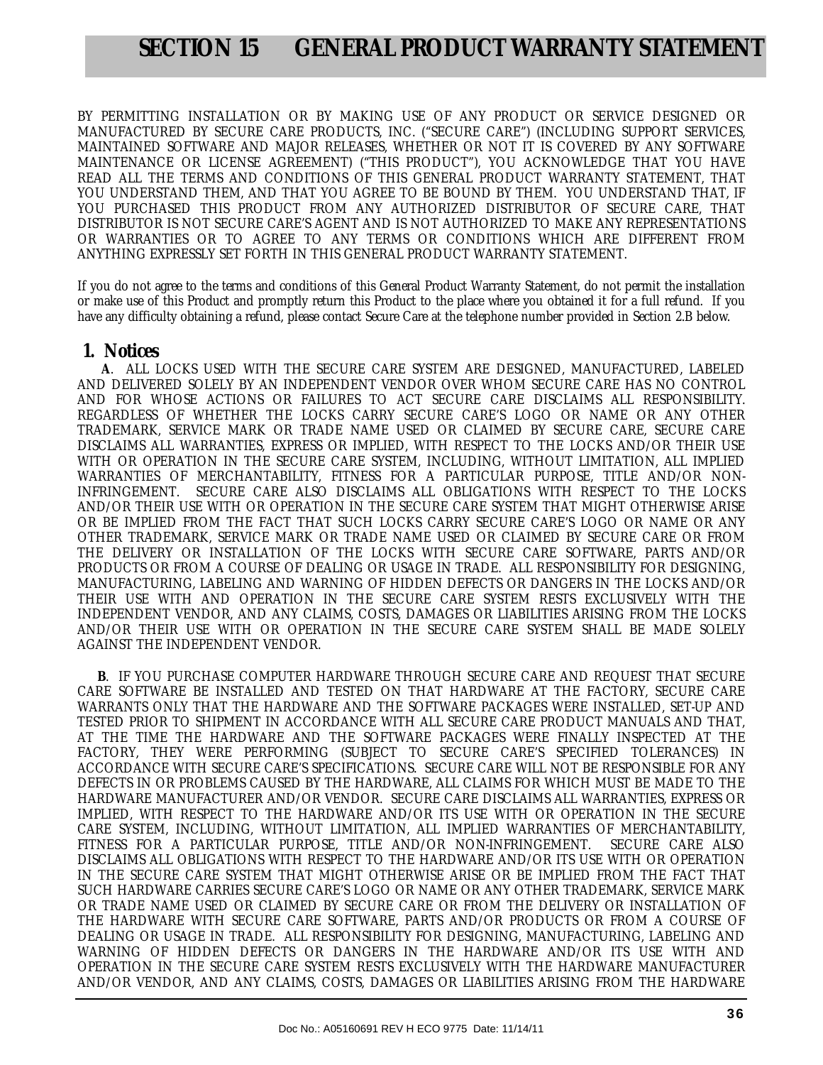# SECTION 15 GENERAL PRODUCT WARRANTY STATEMENT

BY PERMITTING INSTALLATION OR BY MAKING USE OF ANY PRODUCT OR SERVICE DESIGNED OR MANUFACTURED BY SECURE CARE PRODUCTS, INC. ("SECURE CARE") (INCLUDING SUPPORT SERVICES, MAINTAINED SOFTWARE AND MAJOR RELEASES, WHETHER OR NOT IT IS COVERED BY ANY SOFTWARE MAINTENANCE OR LICENSE AGREEMENT) ("THIS PRODUCT"), YOU ACKNOWLEDGE THAT YOU HAVE READ ALL THE TERMS AND CONDITIONS OF THIS GENERAL PRODUCT WARRANTY STATEMENT, THAT YOU UNDERSTAND THEM, AND THAT YOU AGREE TO BE BOUND BY THEM. YOU UNDERSTAND THAT, IF YOU PURCHASED THIS PRODUCT FROM ANY AUTHORIZED DISTRIBUTOR OF SECURE CARE, THAT DISTRIBUTOR IS NOT SECURE CARE'S AGENT AND IS NOT AUTHORIZED TO MAKE ANY REPRESENTATIONS OR WARRANTIES OR TO AGREE TO ANY TERMS OR CONDITIONS WHICH ARE DIFFERENT FROM ANYTHING EXPRESSLY SET FORTH IN THIS GENERAL PRODUCT WARRANTY STATEMENT.

If you do not agree to the terms and conditions of this General Product Warranty Statement, do not permit the installation or make use of this Product and promptly return this Product to the place where you obtained it for a full refund. If you have any difficulty obtaining a refund, please contact Secure Care at the telephone number provided in Section 2.B below.

## 1. Notices

**A**. ALL LOCKS USED WITH THE SECURE CARE SYSTEM ARE DESIGNED, MANUFACTURED, LABELED AND DELIVERED SOLELY BY AN INDEPENDENT VENDOR OVER WHOM SECURE CARE HAS NO CONTROL AND FOR WHOSE ACTIONS OR FAILURES TO ACT SECURE CARE DISCLAIMS ALL RESPONSIBILITY. REGARDLESS OF WHETHER THE LOCKS CARRY SECURE CARE'S LOGO OR NAME OR ANY OTHER TRADEMARK, SERVICE MARK OR TRADE NAME USED OR CLAIMED BY SECURE CARE, SECURE CARE DISCLAIMS ALL WARRANTIES, EXPRESS OR IMPLIED, WITH RESPECT TO THE LOCKS AND/OR THEIR USE WITH OR OPERATION IN THE SECURE CARE SYSTEM, INCLUDING, WITHOUT LIMITATION, ALL IMPLIED WARRANTIES OF MERCHANTABILITY, FITNESS FOR A PARTICULAR PURPOSE, TITLE AND/OR NON-INFRINGEMENT. SECURE CARE ALSO DISCLAIMS ALL OBLIGATIONS WITH RESPECT TO THE LOCKS AND/OR THEIR USE WITH OR OPERATION IN THE SECURE CARE SYSTEM THAT MIGHT OTHERWISE ARISE OR BE IMPLIED FROM THE FACT THAT SUCH LOCKS CARRY SECURE CARE'S LOGO OR NAME OR ANY OTHER TRADEMARK, SERVICE MARK OR TRADE NAME USED OR CLAIMED BY SECURE CARE OR FROM THE DELIVERY OR INSTALLATION OF THE LOCKS WITH SECURE CARE SOFTWARE, PARTS AND/OR PRODUCTS OR FROM A COURSE OF DEALING OR USAGE IN TRADE. ALL RESPONSIBILITY FOR DESIGNING, MANUFACTURING, LABELING AND WARNING OF HIDDEN DEFECTS OR DANGERS IN THE LOCKS AND/OR THEIR USE WITH AND OPERATION IN THE SECURE CARE SYSTEM RESTS EXCLUSIVELY WITH THE INDEPENDENT VENDOR, AND ANY CLAIMS, COSTS, DAMAGES OR LIABILITIES ARISING FROM THE LOCKS AND/OR THEIR USE WITH OR OPERATION IN THE SECURE CARE SYSTEM SHALL BE MADE SOLELY AGAINST THE INDEPENDENT VENDOR.

**B**. IF YOU PURCHASE COMPUTER HARDWARE THROUGH SECURE CARE AND REQUEST THAT SECURE CARE SOFTWARE BE INSTALLED AND TESTED ON THAT HARDWARE AT THE FACTORY, SECURE CARE WARRANTS ONLY THAT THE HARDWARE AND THE SOFTWARE PACKAGES WERE INSTALLED, SET-UP AND TESTED PRIOR TO SHIPMENT IN ACCORDANCE WITH ALL SECURE CARE PRODUCT MANUALS AND THAT, AT THE TIME THE HARDWARE AND THE SOFTWARE PACKAGES WERE FINALLY INSPECTED AT THE FACTORY, THEY WERE PERFORMING (SUBJECT TO SECURE CARE'S SPECIFIED TOLERANCES) IN ACCORDANCE WITH SECURE CARE'S SPECIFICATIONS. SECURE CARE WILL NOT BE RESPONSIBLE FOR ANY DEFECTS IN OR PROBLEMS CAUSED BY THE HARDWARE, ALL CLAIMS FOR WHICH MUST BE MADE TO THE HARDWARE MANUFACTURER AND/OR VENDOR. SECURE CARE DISCLAIMS ALL WARRANTIES, EXPRESS OR IMPLIED, WITH RESPECT TO THE HARDWARE AND/OR ITS USE WITH OR OPERATION IN THE SECURE CARE SYSTEM, INCLUDING, WITHOUT LIMITATION, ALL IMPLIED WARRANTIES OF MERCHANTABILITY, FITNESS FOR A PARTICULAR PURPOSE, TITLE AND/OR NON-INFRINGEMENT. SECURE CARE ALSO DISCLAIMS ALL OBLIGATIONS WITH RESPECT TO THE HARDWARE AND/OR ITS USE WITH OR OPERATION IN THE SECURE CARE SYSTEM THAT MIGHT OTHERWISE ARISE OR BE IMPLIED FROM THE FACT THAT SUCH HARDWARE CARRIES SECURE CARE'S LOGO OR NAME OR ANY OTHER TRADEMARK, SERVICE MARK OR TRADE NAME USED OR CLAIMED BY SECURE CARE OR FROM THE DELIVERY OR INSTALLATION OF THE HARDWARE WITH SECURE CARE SOFTWARE, PARTS AND/OR PRODUCTS OR FROM A COURSE OF DEALING OR USAGE IN TRADE. ALL RESPONSIBILITY FOR DESIGNING, MANUFACTURING, LABELING AND WARNING OF HIDDEN DEFECTS OR DANGERS IN THE HARDWARE AND/OR ITS USE WITH AND OPERATION IN THE SECURE CARE SYSTEM RESTS EXCLUSIVELY WITH THE HARDWARE MANUFACTURER AND/OR VENDOR, AND ANY CLAIMS, COSTS, DAMAGES OR LIABILITIES ARISING FROM THE HARDWARE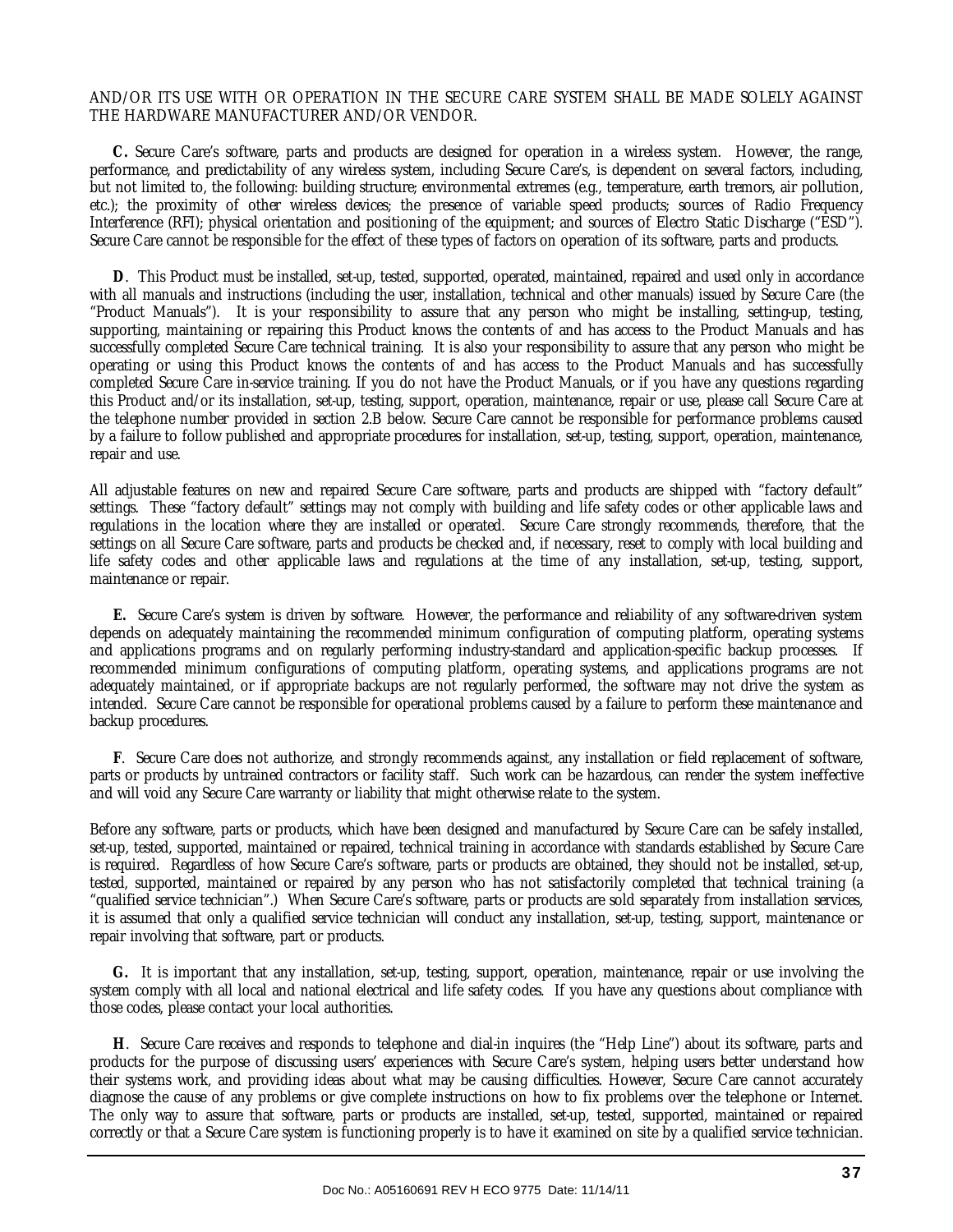AND/OR ITS USE WITH OR OPERATION IN THE SECURE CARE SYSTEM SHALL BE MADE SOLELY AGAINST THE HARDWARE MANUFACTURER AND/OR VENDOR.

**C.** Secure Care's software, parts and products are designed for operation in a wireless system. However, the range, performance, and predictability of any wireless system, including Secure Care's, is dependent on several factors, including, but not limited to, the following: building structure; environmental extremes (e.g., temperature, earth tremors, air pollution, etc.); the proximity of other wireless devices; the presence of variable speed products; sources of Radio Frequency Interference (RFI); physical orientation and positioning of the equipment; and sources of Electro Static Discharge ("ESD"). Secure Care cannot be responsible for the effect of these types of factors on operation of its software, parts and products.

**D**. This Product must be installed, set-up, tested, supported, operated, maintained, repaired and used only in accordance with all manuals and instructions (including the user, installation, technical and other manuals) issued by Secure Care (the "Product Manuals"). It is your responsibility to assure that any person who might be installing, setting-up, testing, supporting, maintaining or repairing this Product knows the contents of and has access to the Product Manuals and has successfully completed Secure Care technical training. It is also your responsibility to assure that any person who might be operating or using this Product knows the contents of and has access to the Product Manuals and has successfully completed Secure Care in-service training. If you do not have the Product Manuals, or if you have any questions regarding this Product and/or its installation, set-up, testing, support, operation, maintenance, repair or use, please call Secure Care at the telephone number provided in section 2.B below. Secure Care cannot be responsible for performance problems caused by a failure to follow published and appropriate procedures for installation, set-up, testing, support, operation, maintenance, repair and use.

All adjustable features on new and repaired Secure Care software, parts and products are shipped with "factory default" settings. These "factory default" settings may not comply with building and life safety codes or other applicable laws and regulations in the location where they are installed or operated. Secure Care strongly recommends, therefore, that the settings on all Secure Care software, parts and products be checked and, if necessary, reset to comply with local building and life safety codes and other applicable laws and regulations at the time of any installation, set-up, testing, support, maintenance or repair.

**E.** Secure Care's system is driven by software. However, the performance and reliability of any software-driven system depends on adequately maintaining the recommended minimum configuration of computing platform, operating systems and applications programs and on regularly performing industry-standard and application-specific backup processes. If recommended minimum configurations of computing platform, operating systems, and applications programs are not adequately maintained, or if appropriate backups are not regularly performed, the software may not drive the system as intended. Secure Care cannot be responsible for operational problems caused by a failure to perform these maintenance and backup procedures.

**F**. Secure Care does not authorize, and strongly recommends against, any installation or field replacement of software, parts or products by untrained contractors or facility staff. Such work can be hazardous, can render the system ineffective and will void any Secure Care warranty or liability that might otherwise relate to the system.

Before any software, parts or products, which have been designed and manufactured by Secure Care can be safely installed, set-up, tested, supported, maintained or repaired, technical training in accordance with standards established by Secure Care is required. Regardless of how Secure Care's software, parts or products are obtained, they should not be installed, set-up, tested, supported, maintained or repaired by any person who has not satisfactorily completed that technical training (a "qualified service technician".) When Secure Care's software, parts or products are sold separately from installation services, it is assumed that only a qualified service technician will conduct any installation, set-up, testing, support, maintenance or repair involving that software, part or products.

**G.** It is important that any installation, set-up, testing, support, operation, maintenance, repair or use involving the system comply with all local and national electrical and life safety codes. If you have any questions about compliance with those codes, please contact your local authorities.

**H**. Secure Care receives and responds to telephone and dial-in inquires (the "Help Line") about its software, parts and products for the purpose of discussing users' experiences with Secure Care's system, helping users better understand how their systems work, and providing ideas about what may be causing difficulties. However, Secure Care cannot accurately diagnose the cause of any problems or give complete instructions on how to fix problems over the telephone or Internet. The only way to assure that software, parts or products are installed, set-up, tested, supported, maintained or repaired correctly or that a Secure Care system is functioning properly is to have it examined on site by a qualified service technician.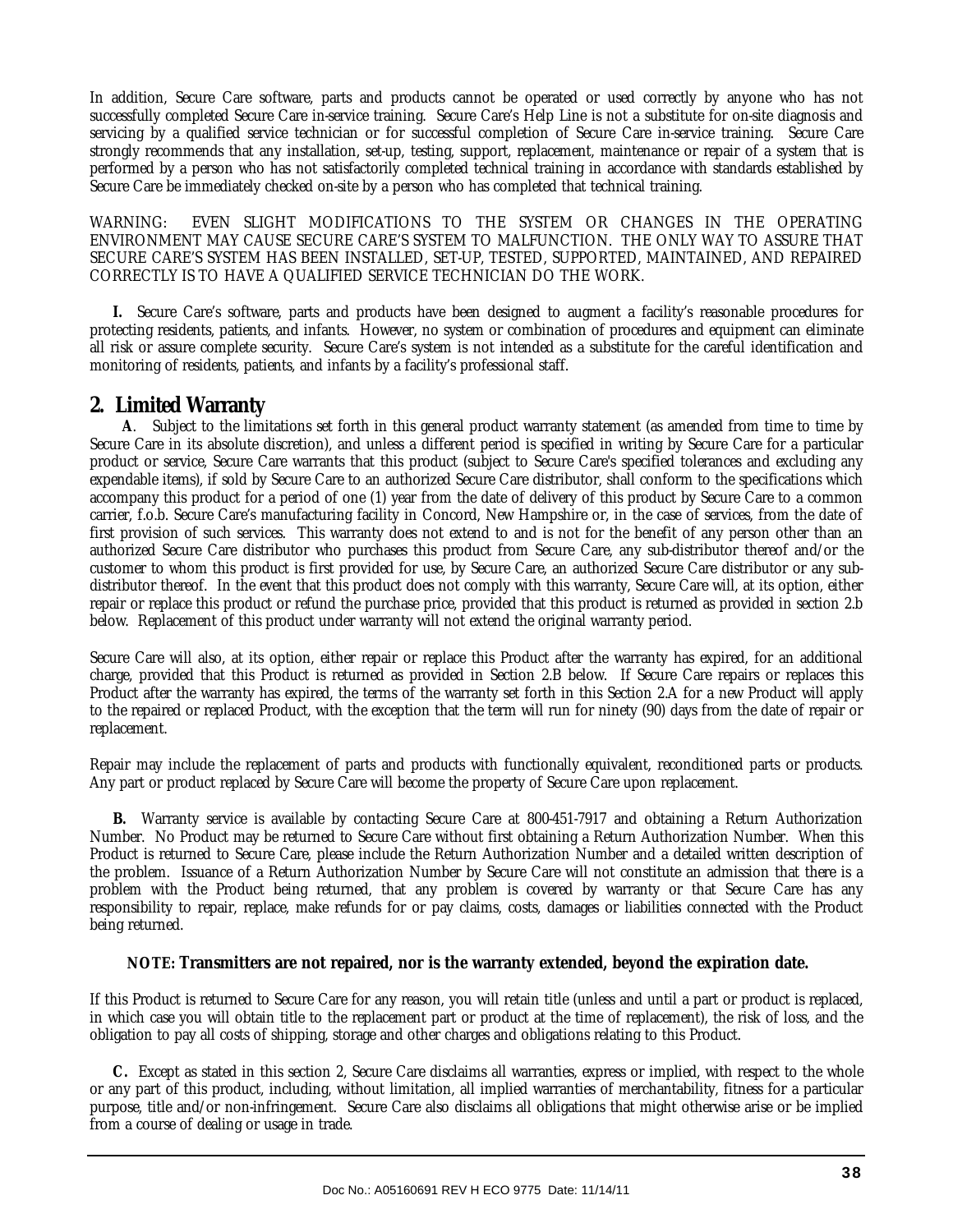In addition, Secure Care software, parts and products cannot be operated or used correctly by anyone who has not successfully completed Secure Care in-service training. Secure Care's Help Line is not a substitute for on-site diagnosis and servicing by a qualified service technician or for successful completion of Secure Care in-service training. Secure Care strongly recommends that any installation, set-up, testing, support, replacement, maintenance or repair of a system that is performed by a person who has not satisfactorily completed technical training in accordance with standards established by Secure Care be immediately checked on-site by a person who has completed that technical training.

WARNING: EVEN SLIGHT MODIFICATIONS TO THE SYSTEM OR CHANGES IN THE OPERATING ENVIRONMENT MAY CAUSE SECURE CARE'S SYSTEM TO MALFUNCTION. THE ONLY WAY TO ASSURE THAT SECURE CARE'S SYSTEM HAS BEEN INSTALLED, SET-UP, TESTED, SUPPORTED, MAINTAINED, AND REPAIRED CORRECTLY IS TO HAVE A QUALIFIED SERVICE TECHNICIAN DO THE WORK.

**I.** Secure Care's software, parts and products have been designed to augment a facility's reasonable procedures for protecting residents, patients, and infants. However, no system or combination of procedures and equipment can eliminate all risk or assure complete security. Secure Care's system is not intended as a substitute for the careful identification and monitoring of residents, patients, and infants by a facility's professional staff.

## 2. Limited Warranty

**A**. Subject to the limitations set forth in this general product warranty statement (as amended from time to time by Secure Care in its absolute discretion), and unless a different period is specified in writing by Secure Care for a particular product or service, Secure Care warrants that this product (subject to Secure Care's specified tolerances and excluding any expendable items), if sold by Secure Care to an authorized Secure Care distributor, shall conform to the specifications which accompany this product for a period of one (1) year from the date of delivery of this product by Secure Care to a common carrier, f.o.b. Secure Care's manufacturing facility in Concord, New Hampshire or, in the case of services, from the date of first provision of such services. This warranty does not extend to and is not for the benefit of any person other than an authorized Secure Care distributor who purchases this product from Secure Care, any sub-distributor thereof and/or the customer to whom this product is first provided for use, by Secure Care, an authorized Secure Care distributor or any sub-distributor thereof. In the event that this product does not comply with this warranty, Secure Care will, at its option, either repair or replace this product or refund the purchase price, provided that this product is returned as provided in section 2.b below. Replacement of this product under warranty will not extend the original warranty period.

Secure Care will also, at its option, either repair or replace this Product after the warranty has expired, for an additional charge, provided that this Product is returned as provided in Section 2.B below. If Secure Care repairs or replaces this Product after the warranty has expired, the terms of the warranty set forth in this Section 2.A for a new Product will apply to the repaired or replaced Product, with the exception that the term will run for ninety (90) days from the date of repair or replacement.

Repair may include the replacement of parts and products with functionally equivalent, reconditioned parts or products. Any part or product replaced by Secure Care will become the property of Secure Care upon replacement.

**B.** Warranty service is available by contacting Secure Care at 800-451-7917 and obtaining a Return Authorization Number. No Product may be returned to Secure Care without first obtaining a Return Authorization Number. When this Product is returned to Secure Care, please include the Return Authorization Number and a detailed written description of the problem. Issuance of a Return Authorization Number by Secure Care will not constitute an admission that there is a problem with the Product being returned, that any problem is covered by warranty or that Secure Care has any responsibility to repair, replace, make refunds for or pay claims, costs, damages or liabilities connected with the Product being returned.

**NOTE: Transmitters are not repaired, nor is the warranty extended, beyond the expiration date.**

If this Product is returned to Secure Care for any reason, you will retain title (unless and until a part or product is replaced, in which case you will obtain title to the replacement part or product at the time of replacement), the risk of loss, and the obligation to pay all costs of shipping, storage and other charges and obligations relating to this Product.

**C.** Except as stated in this section 2, Secure Care disclaims all warranties, express or implied, with respect to the whole or any part of this product, including, without limitation, all implied warranties of merchantability, fitness for a particular purpose, title and/or non-infringement. Secure Care also disclaims all obligations that might otherwise arise or be implied from a course of dealing or usage in trade.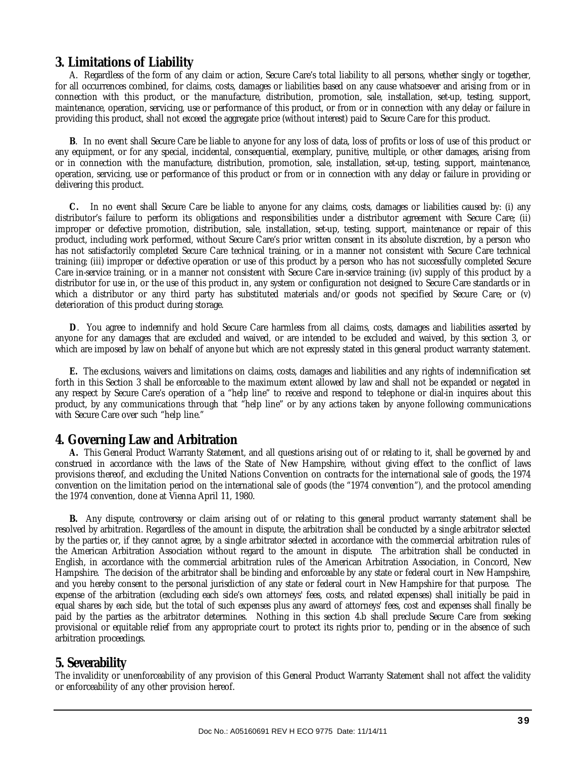## 3. Limitations of Liability

A. Regardless of the form of any claim or action, Secure Care's total liability to all persons, whether singly or together, for all occurrences combined, for claims, costs, damages or liabilities based on any cause whatsoever and arising from or in connection with this product, or the manufacture, distribution, promotion, sale, installation, set-up, testing, support, maintenance, operation, servicing, use or performance of this product, or from or in connection with any delay or failure in providing this product, shall not exceed the aggregate price (without interest) paid to Secure Care for this product.

**B**. In no event shall Secure Care be liable to anyone for any loss of data, loss of profits or loss of use of this product or any equipment, or for any special, incidental, consequential, exemplary, punitive, multiple, or other damages, arising from or in connection with the manufacture, distribution, promotion, sale, installation, set-up, testing, support, maintenance, operation, servicing, use or performance of this product or from or in connection with any delay or failure in providing or delivering this product.

**C.** In no event shall Secure Care be liable to anyone for any claims, costs, damages or liabilities caused by: (i) any distributor's failure to perform its obligations and responsibilities under a distributor agreement with Secure Care; (ii) improper or defective promotion, distribution, sale, installation, set-up, testing, support, maintenance or repair of this product, including work performed, without Secure Care's prior written consent in its absolute discretion, by a person who has not satisfactorily completed Secure Care technical training, or in a manner not consistent with Secure Care technical training; (iii) improper or defective operation or use of this product by a person who has not successfully completed Secure Care in-service training, or in a manner not consistent with Secure Care in-service training; (iv) supply of this product by a distributor for use in, or the use of this product in, any system or configuration not designed to Secure Care standards or in which a distributor or any third party has substituted materials and/or goods not specified by Secure Care; or (v) deterioration of this product during storage.

**D**. You agree to indemnify and hold Secure Care harmless from all claims, costs, damages and liabilities asserted by anyone for any damages that are excluded and waived, or are intended to be excluded and waived, by this section 3, or which are imposed by law on behalf of anyone but which are not expressly stated in this general product warranty statement.

**E.** The exclusions, waivers and limitations on claims, costs, damages and liabilities and any rights of indemnification set forth in this Section 3 shall be enforceable to the maximum extent allowed by law and shall not be expanded or negated in any respect by Secure Care's operation of a "help line" to receive and respond to telephone or dial-in inquires about this product, by any communications through that "help line" or by any actions taken by anyone following communications with Secure Care over such "help line."

## 4. Governing Law and Arbitration

**A.** This General Product Warranty Statement, and all questions arising out of or relating to it, shall be governed by and construed in accordance with the laws of the State of New Hampshire, without giving effect to the conflict of laws provisions thereof, and excluding the United Nations Convention on contracts for the international sale of goods, the 1974 convention on the limitation period on the international sale of goods (the "1974 convention"), and the protocol amending the 1974 convention, done at Vienna April 11, 1980.

**B.** Any dispute, controversy or claim arising out of or relating to this general product warranty statement shall be resolved by arbitration. Regardless of the amount in dispute, the arbitration shall be conducted by a single arbitrator selected by the parties or, if they cannot agree, by a single arbitrator selected in accordance with the commercial arbitration rules of the American Arbitration Association without regard to the amount in dispute. The arbitration shall be conducted in English, in accordance with the commercial arbitration rules of the American Arbitration Association, in Concord, New Hampshire. The decision of the arbitrator shall be binding and enforceable by any state or federal court in New Hampshire, and you hereby consent to the personal jurisdiction of any state or federal court in New Hampshire for that purpose. The expense of the arbitration (excluding each side's own attorneys' fees, costs, and related expenses) shall initially be paid in equal shares by each side, but the total of such expenses plus any award of attorneys' fees, cost and expenses shall finally be paid by the parties as the arbitrator determines. Nothing in this section 4.b shall preclude Secure Care from seeking provisional or equitable relief from any appropriate court to protect its rights prior to, pending or in the absence of such arbitration proceedings.

## 5. Severability

The invalidity or unenforceability of any provision of this General Product Warranty Statement shall not affect the validity or enforceability of any other provision hereof.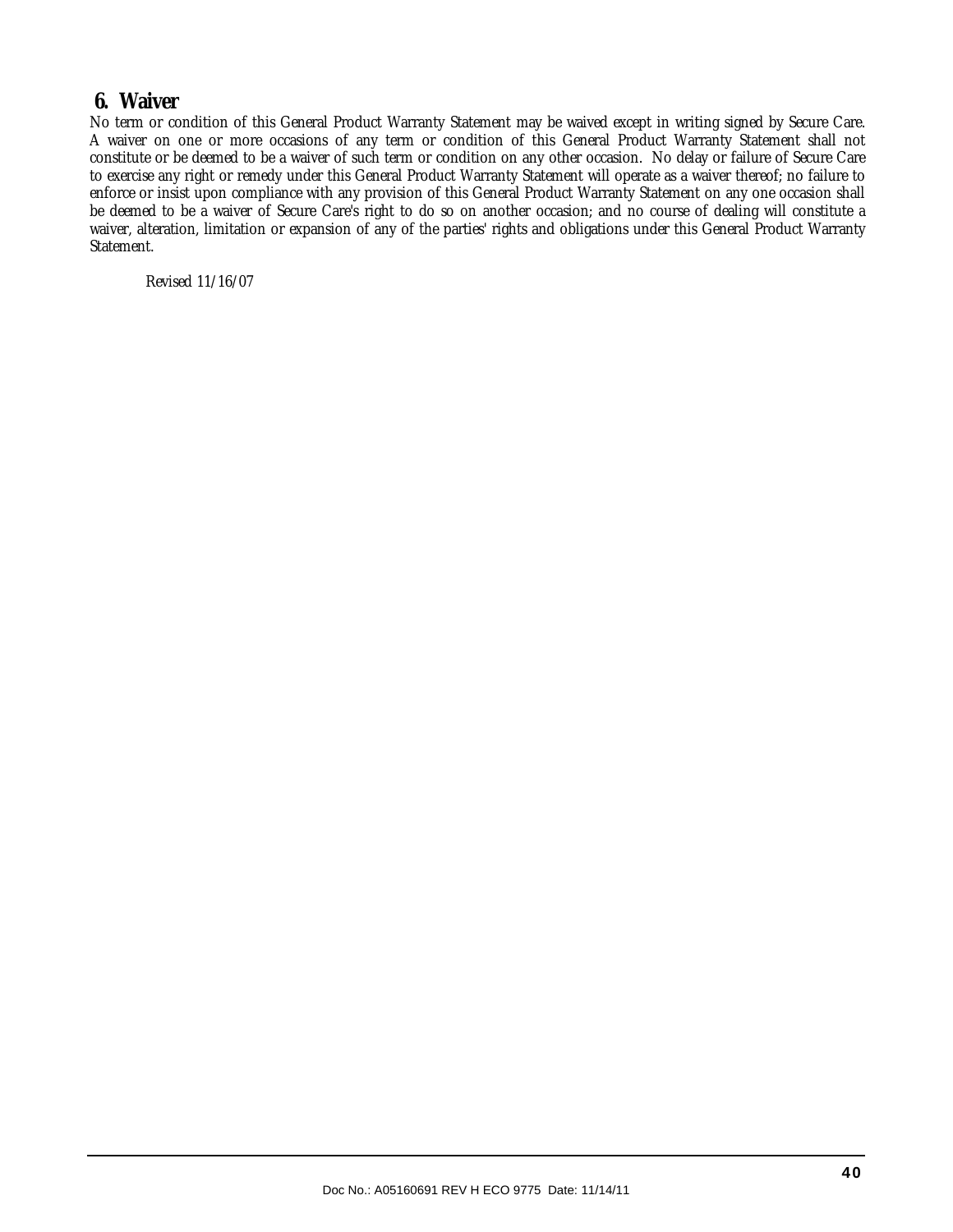## 6. Waiver

No term or condition of this General Product Warranty Statement may be waived except in writing signed by Secure Care. A waiver on one or more occasions of any term or condition of this General Product Warranty Statement shall not constitute or be deemed to be a waiver of such term or condition on any other occasion. No delay or failure of Secure Care to exercise any right or remedy under this General Product Warranty Statement will operate as a waiver thereof; no failure to enforce or insist upon compliance with any provision of this General Product Warranty Statement on any one occasion shall be deemed to be a waiver of Secure Care's right to do so on another occasion; and no course of dealing will constitute a waiver, alteration, limitation or expansion of any of the parties' rights and obligations under this General Product Warranty Statement.

*Revised 11/16/07*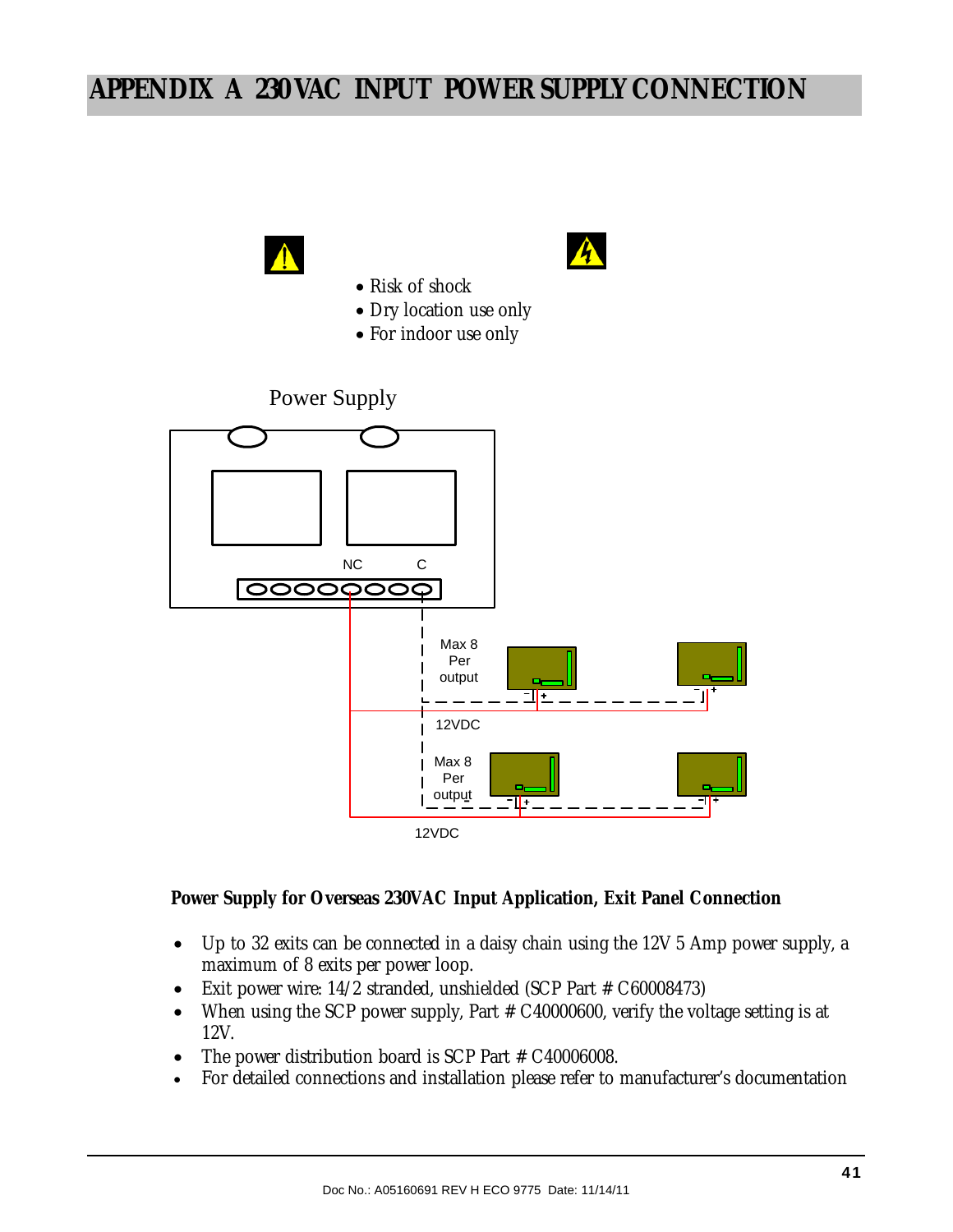# APPENDIX A 230VAC INPUT POWER SUPPLY CONNECTION

- Risk of shock
- Dry location use only
- For indoor use only

Power Supply

NC C

Max 8 Per output

12VDC

Max 8 Per output

12VDC

**Power Supply for Overseas 230VAC Input Application, Exit Panel Connection**

- Up to 32 exits can be connected in a daisy chain using the 12V 5 Amp power supply, a maximum of 8 exits per power loop.
- Exit power wire: 14/2 stranded, unshielded (SCP Part # C60008473)
- When using the SCP power supply, Part # C40000600, verify the voltage setting is at 12V.
- The power distribution board is SCP Part # C40006008.
- For detailed connections and installation please refer to manufacturer's documentation

Doc No.: A05160691 REV H ECO 9775 Date: 11/14/11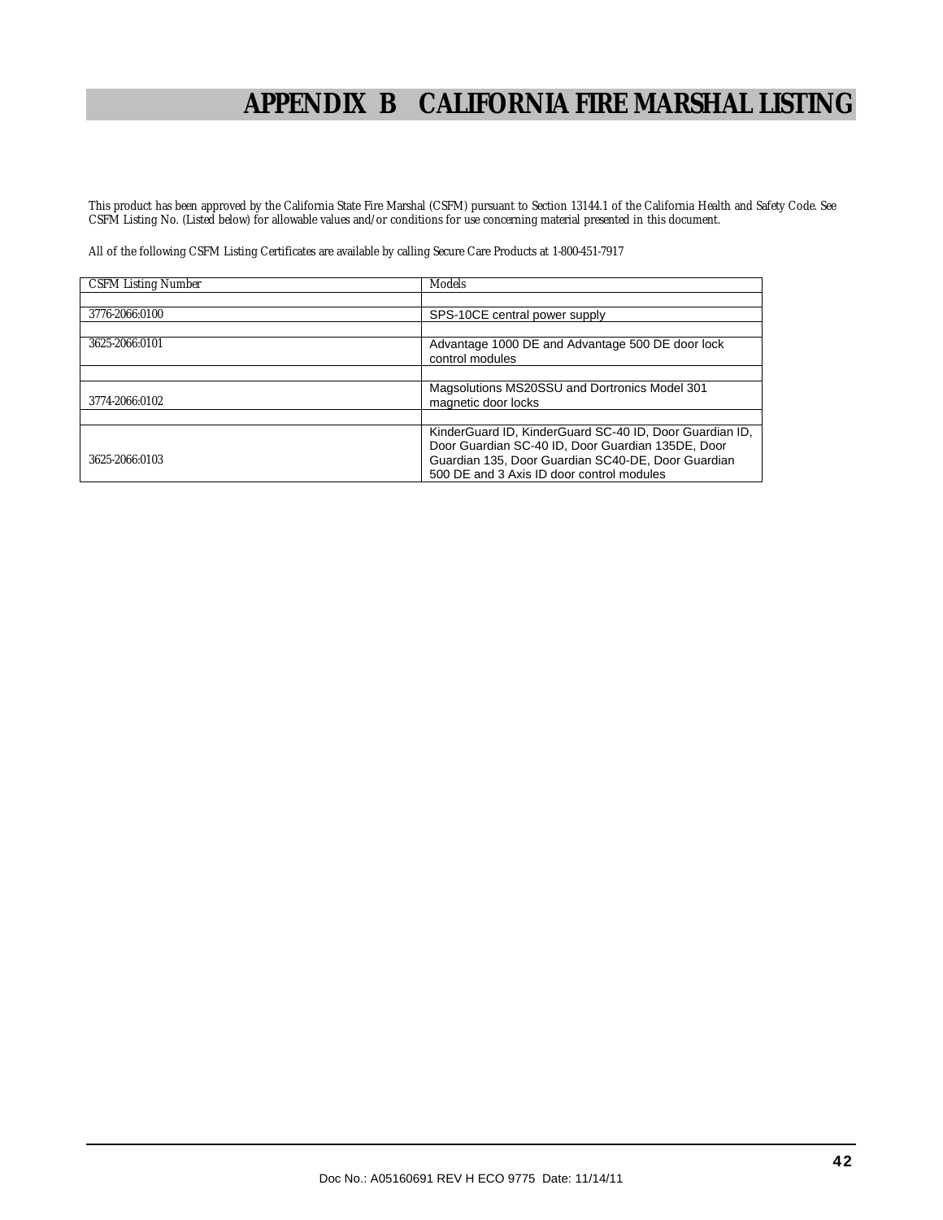# APPENDIX B CALIFORNIA FIRE MARSHAL LISTING

This product has been approved by the California State Fire Marshal (CSFM) pursuant to Section 13144.1 of the California Health and Safety Code. See CSFM Listing No. (Listed below) for allowable values and/or conditions for use concerning material presented in this document.

All of the following CSFM Listing Certificates are available by calling Secure Care Products at 1-800-451-7917

| CSFM Listing Number | Models |
|---|---|
| 3776-2066:0100 | SPS-10CE central power supply |
| 3625-2066:0101 | Advantage 1000 DE and Advantage 500 DE door lock control modules |
| 3774-2066:0102 | Magsolutions MS20SSU and Dortronics Model 301 magnetic door locks |
| 3625-2066:0103 | KinderGuard ID, KinderGuard SC-40 ID, Door Guardian ID, Door Guardian SC-40 ID, Door Guardian 135DE, Door Guardian 135, Door Guardian SC40-DE, Door Guardian 500 DE and 3 Axis ID door control modules |

Doc No.: A05160691 REV H ECO 9775 Date: 11/14/11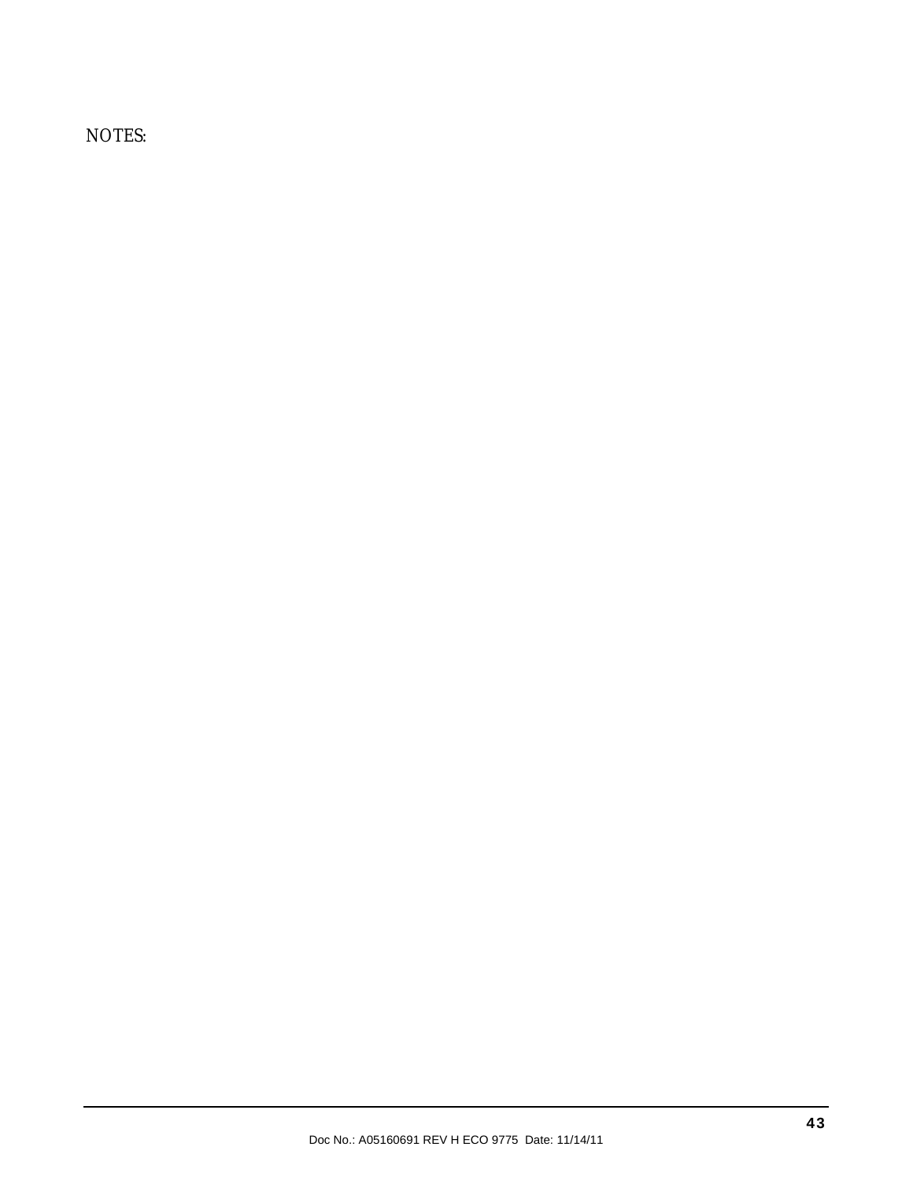NOTES: